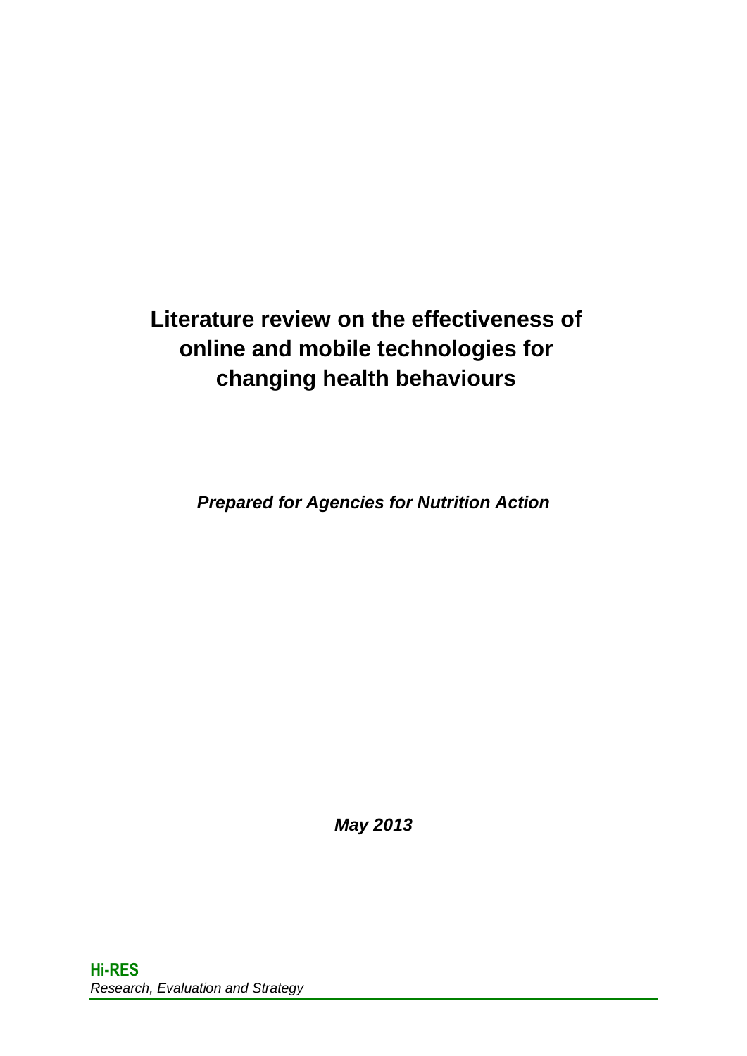# Literature review on the effectiveness of online and mobile technologies for changing health behaviours

***Prepared for Agencies for Nutrition Action***

***May 2013***

**Hi-RES**

*Research, Evaluation and Strategy*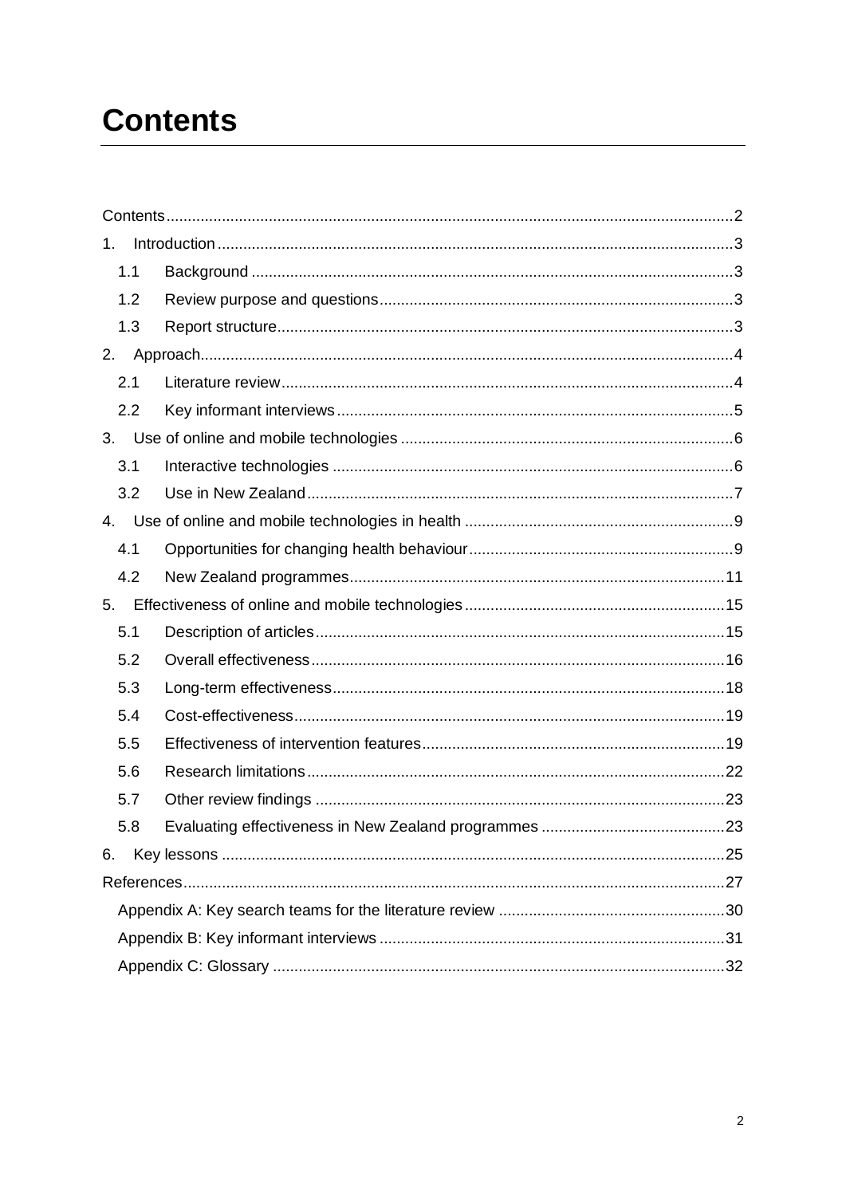# Contents

Contents ........................................................................................................................................ 2

1. Introduction ........................................................................................................................... 3
   - 1.1 Background ................................................................................................................... 3
   - 1.2 Review purpose and questions ...................................................................................... 3
   - 1.3 Report structure ............................................................................................................. 3
2. Approach .............................................................................................................................. 4
   - 2.1 Literature review ............................................................................................................ 4
   - 2.2 Key informant interviews ............................................................................................... 5
3. Use of online and mobile technologies .................................................................................. 6
   - 3.1 Interactive technologies ................................................................................................. 6
   - 3.2 Use in New Zealand ...................................................................................................... 7
4. Use of online and mobile technologies in health ................................................................... 9
   - 4.1 Opportunities for changing health behaviour ................................................................. 9
   - 4.2 New Zealand programmes ........................................................................................... 11
5. Effectiveness of online and mobile technologies ................................................................ 15
   - 5.1 Description of articles ................................................................................................... 15
   - 5.2 Overall effectiveness .................................................................................................... 16
   - 5.3 Long-term effectiveness ................................................................................................ 18
   - 5.4 Cost-effectiveness ........................................................................................................ 19
   - 5.5 Effectiveness of intervention features ........................................................................... 19
   - 5.6 Research limitations ...................................................................................................... 22
   - 5.7 Other review findings .................................................................................................... 23
   - 5.8 Evaluating effectiveness in New Zealand programmes ................................................ 23
6. Key lessons ......................................................................................................................... 25

References .................................................................................................................................. 27

- Appendix A: Key search teams for the literature review ..................................................... 30
- Appendix B: Key informant interviews ................................................................................. 31
- Appendix C: Glossary .......................................................................................................... 32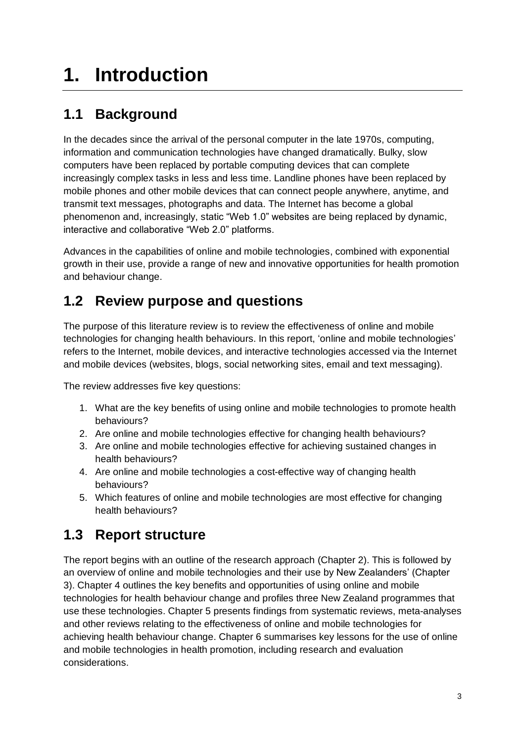# 1. Introduction

## 1.1 Background

In the decades since the arrival of the personal computer in the late 1970s, computing, information and communication technologies have changed dramatically. Bulky, slow computers have been replaced by portable computing devices that can complete increasingly complex tasks in less and less time. Landline phones have been replaced by mobile phones and other mobile devices that can connect people anywhere, anytime, and transmit text messages, photographs and data. The Internet has become a global phenomenon and, increasingly, static “Web 1.0” websites are being replaced by dynamic, interactive and collaborative “Web 2.0” platforms.

Advances in the capabilities of online and mobile technologies, combined with exponential growth in their use, provide a range of new and innovative opportunities for health promotion and behaviour change.

## 1.2 Review purpose and questions

The purpose of this literature review is to review the effectiveness of online and mobile technologies for changing health behaviours. In this report, ‘online and mobile technologies’ refers to the Internet, mobile devices, and interactive technologies accessed via the Internet and mobile devices (websites, blogs, social networking sites, email and text messaging).

The review addresses five key questions:

1. What are the key benefits of using online and mobile technologies to promote health behaviours?
2. Are online and mobile technologies effective for changing health behaviours?
3. Are online and mobile technologies effective for achieving sustained changes in health behaviours?
4. Are online and mobile technologies a cost-effective way of changing health behaviours?
5. Which features of online and mobile technologies are most effective for changing health behaviours?

## 1.3 Report structure

The report begins with an outline of the research approach (Chapter 2). This is followed by an overview of online and mobile technologies and their use by New Zealanders’ (Chapter 3). Chapter 4 outlines the key benefits and opportunities of using online and mobile technologies for health behaviour change and profiles three New Zealand programmes that use these technologies. Chapter 5 presents findings from systematic reviews, meta-analyses and other reviews relating to the effectiveness of online and mobile technologies for achieving health behaviour change. Chapter 6 summarises key lessons for the use of online and mobile technologies in health promotion, including research and evaluation considerations.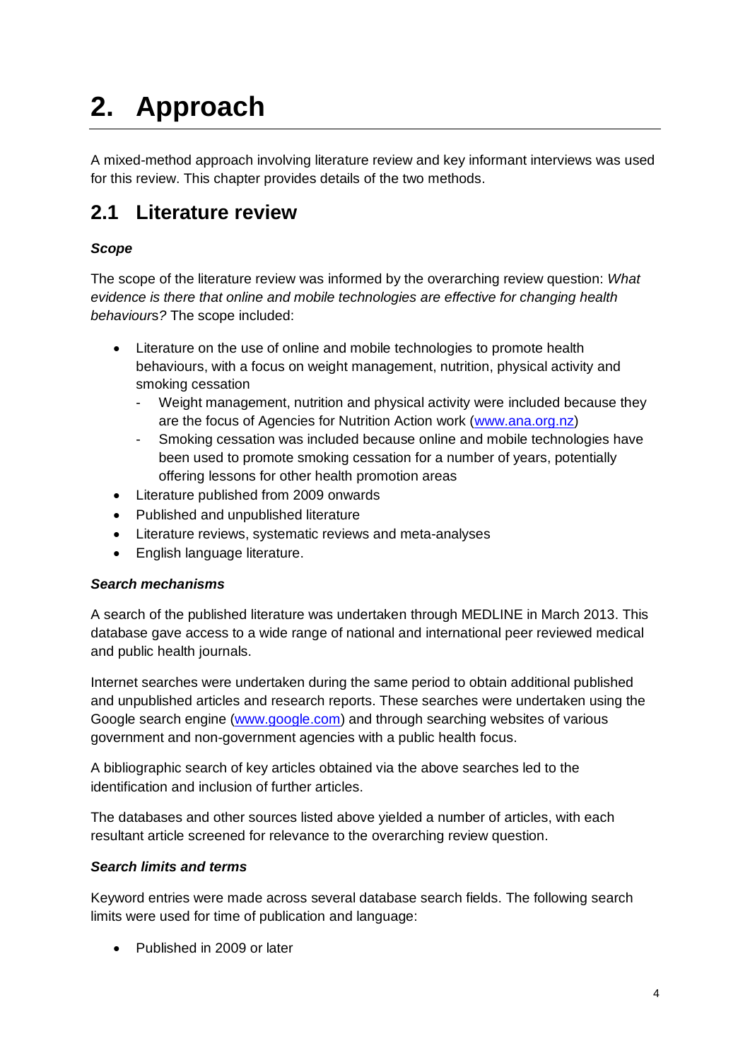# 2. Approach

A mixed-method approach involving literature review and key informant interviews was used for this review. This chapter provides details of the two methods.

## 2.1 Literature review

### *Scope*

The scope of the literature review was informed by the overarching review question: *What evidence is there that online and mobile technologies are effective for changing health behaviours?* The scope included:

- Literature on the use of online and mobile technologies to promote health behaviours, with a focus on weight management, nutrition, physical activity and smoking cessation
  - Weight management, nutrition and physical activity were included because they are the focus of Agencies for Nutrition Action work (www.ana.org.nz)
  - Smoking cessation was included because online and mobile technologies have been used to promote smoking cessation for a number of years, potentially offering lessons for other health promotion areas
- Literature published from 2009 onwards
- Published and unpublished literature
- Literature reviews, systematic reviews and meta-analyses
- English language literature.

### *Search mechanisms*

A search of the published literature was undertaken through MEDLINE in March 2013. This database gave access to a wide range of national and international peer reviewed medical and public health journals.

Internet searches were undertaken during the same period to obtain additional published and unpublished articles and research reports. These searches were undertaken using the Google search engine (www.google.com) and through searching websites of various government and non-government agencies with a public health focus.

A bibliographic search of key articles obtained via the above searches led to the identification and inclusion of further articles.

The databases and other sources listed above yielded a number of articles, with each resultant article screened for relevance to the overarching review question.

### *Search limits and terms*

Keyword entries were made across several database search fields. The following search limits were used for time of publication and language:

- Published in 2009 or later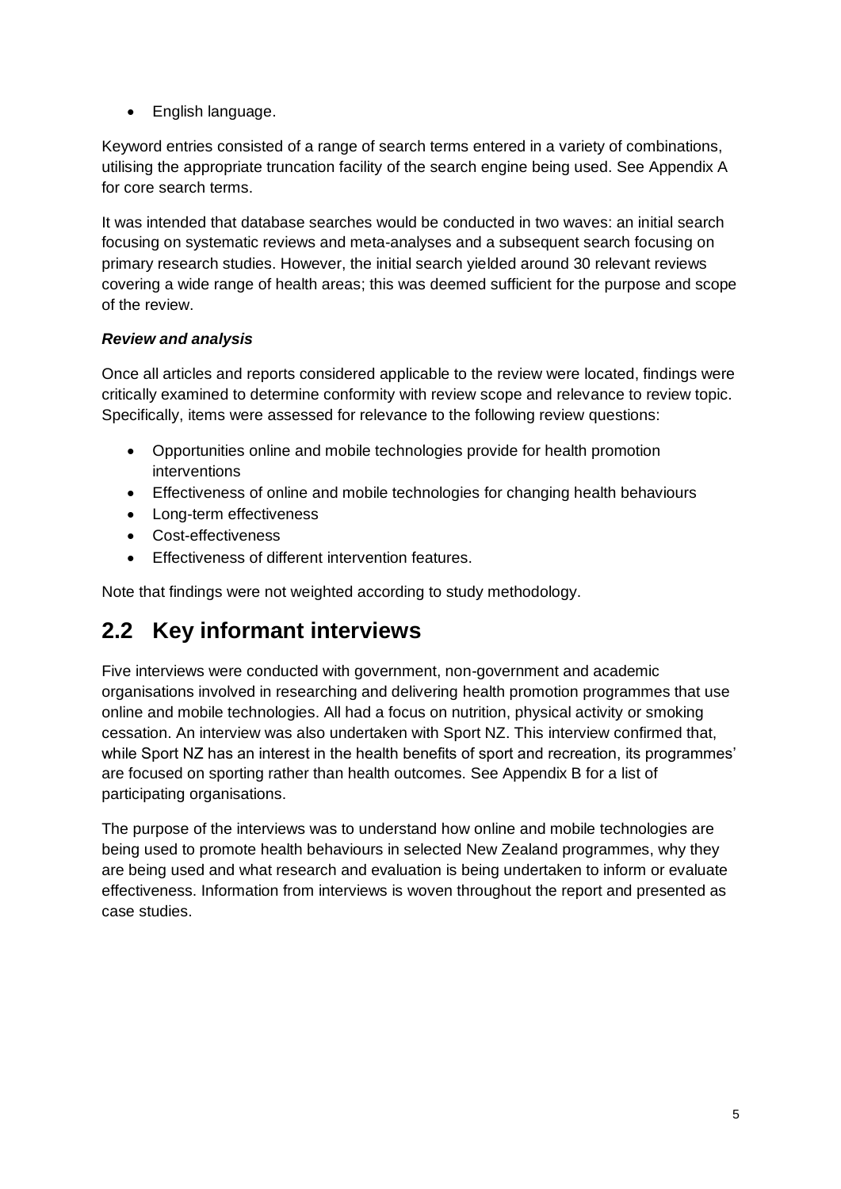- English language.

Keyword entries consisted of a range of search terms entered in a variety of combinations, utilising the appropriate truncation facility of the search engine being used. See Appendix A for core search terms.

It was intended that database searches would be conducted in two waves: an initial search focusing on systematic reviews and meta-analyses and a subsequent search focusing on primary research studies. However, the initial search yielded around 30 relevant reviews covering a wide range of health areas; this was deemed sufficient for the purpose and scope of the review.

***Review and analysis***

Once all articles and reports considered applicable to the review were located, findings were critically examined to determine conformity with review scope and relevance to review topic. Specifically, items were assessed for relevance to the following review questions:

- Opportunities online and mobile technologies provide for health promotion interventions
- Effectiveness of online and mobile technologies for changing health behaviours
- Long-term effectiveness
- Cost-effectiveness
- Effectiveness of different intervention features.

Note that findings were not weighted according to study methodology.

## 2.2 Key informant interviews

Five interviews were conducted with government, non-government and academic organisations involved in researching and delivering health promotion programmes that use online and mobile technologies. All had a focus on nutrition, physical activity or smoking cessation. An interview was also undertaken with Sport NZ. This interview confirmed that, while Sport NZ has an interest in the health benefits of sport and recreation, its programmes' are focused on sporting rather than health outcomes. See Appendix B for a list of participating organisations.

The purpose of the interviews was to understand how online and mobile technologies are being used to promote health behaviours in selected New Zealand programmes, why they are being used and what research and evaluation is being undertaken to inform or evaluate effectiveness. Information from interviews is woven throughout the report and presented as case studies.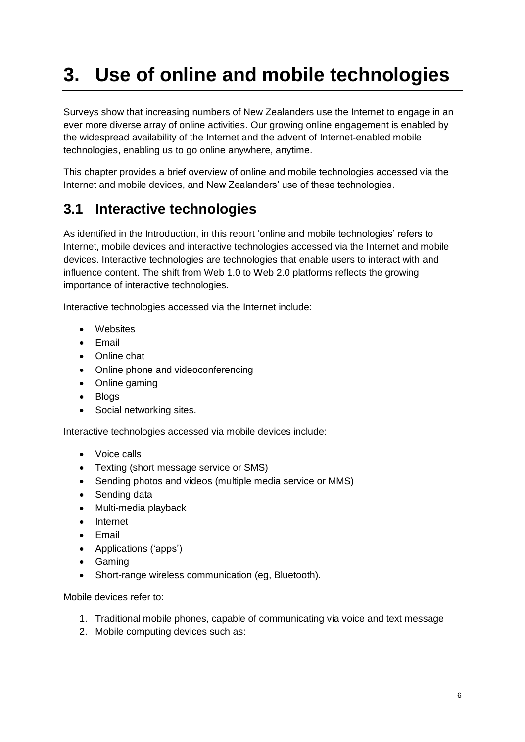# 3. Use of online and mobile technologies

Surveys show that increasing numbers of New Zealanders use the Internet to engage in an ever more diverse array of online activities. Our growing online engagement is enabled by the widespread availability of the Internet and the advent of Internet-enabled mobile technologies, enabling us to go online anywhere, anytime.

This chapter provides a brief overview of online and mobile technologies accessed via the Internet and mobile devices, and New Zealanders' use of these technologies.

## 3.1 Interactive technologies

As identified in the Introduction, in this report 'online and mobile technologies' refers to Internet, mobile devices and interactive technologies accessed via the Internet and mobile devices. Interactive technologies are technologies that enable users to interact with and influence content. The shift from Web 1.0 to Web 2.0 platforms reflects the growing importance of interactive technologies.

Interactive technologies accessed via the Internet include:

- Websites
- Email
- Online chat
- Online phone and videoconferencing
- Online gaming
- Blogs
- Social networking sites.

Interactive technologies accessed via mobile devices include:

- Voice calls
- Texting (short message service or SMS)
- Sending photos and videos (multiple media service or MMS)
- Sending data
- Multi-media playback
- Internet
- Email
- Applications ('apps')
- Gaming
- Short-range wireless communication (eg, Bluetooth).

Mobile devices refer to:

1. Traditional mobile phones, capable of communicating via voice and text message
2. Mobile computing devices such as: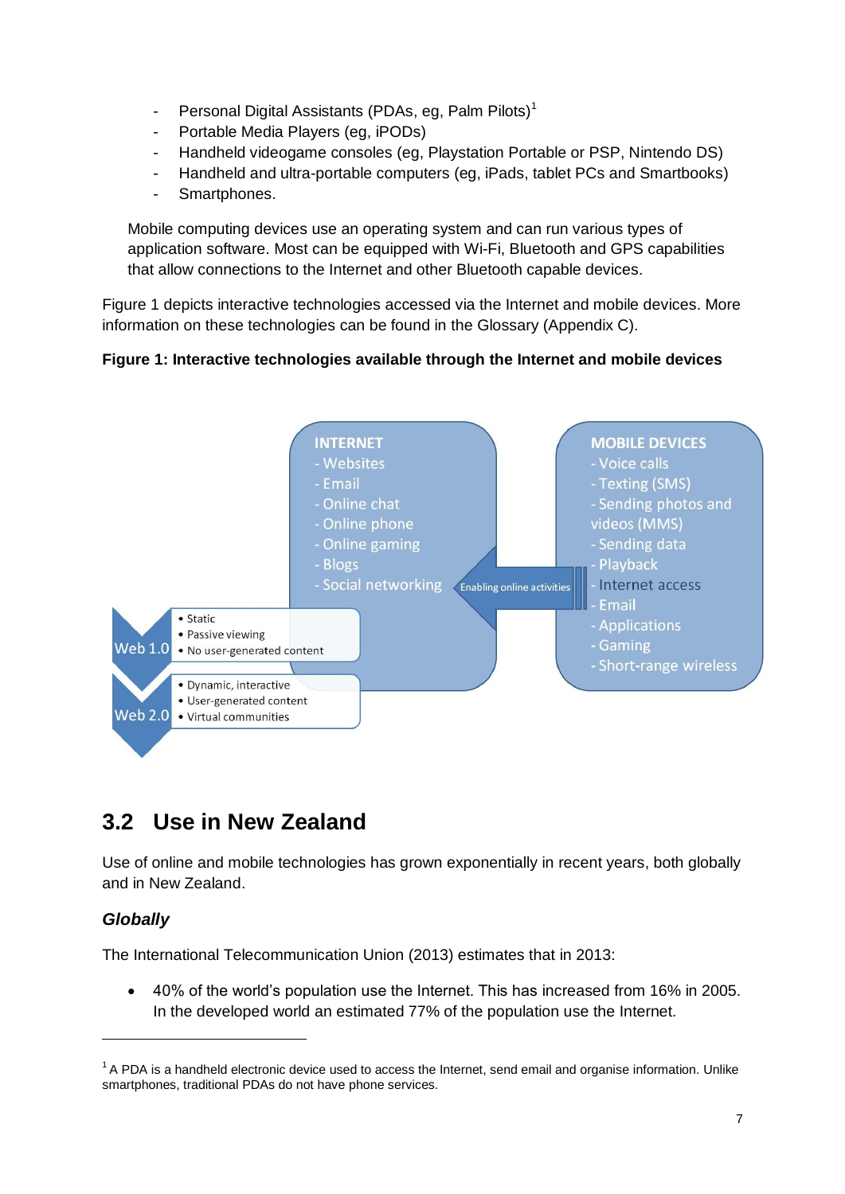- Personal Digital Assistants (PDAs, eg, Palm Pilots)[1]
- Portable Media Players (eg, iPODs)
- Handheld videogame consoles (eg, Playstation Portable or PSP, Nintendo DS)
- Handheld and ultra-portable computers (eg, iPads, tablet PCs and Smartbooks)
- Smartphones.

Mobile computing devices use an operating system and can run various types of application software. Most can be equipped with Wi-Fi, Bluetooth and GPS capabilities that allow connections to the Internet and other Bluetooth capable devices.

Figure 1 depicts interactive technologies accessed via the Internet and mobile devices. More information on these technologies can be found in the Glossary (Appendix C).

**Figure 1: Interactive technologies available through the Internet and mobile devices**

**INTERNET**
- Websites
- Email
- Online chat
- Online phone
- Online gaming
- Blogs
- Social networking

Enabling online activities

**MOBILE DEVICES**
- Voice calls
- Texting (SMS)
- Sending photos and videos (MMS)
- Sending data
- Playback
- Internet access
- Email
- Applications
- Gaming
- Short-range wireless

Web 1.0
- Static
- Passive viewing
- No user-generated content

Web 2.0
- Dynamic, interactive
- User-generated content
- Virtual communities

## 3.2 Use in New Zealand

Use of online and mobile technologies has grown exponentially in recent years, both globally and in New Zealand.

### *Globally*

The International Telecommunication Union (2013) estimates that in 2013:

- 40% of the world's population use the Internet. This has increased from 16% in 2005. In the developed world an estimated 77% of the population use the Internet.

[1] A PDA is a handheld electronic device used to access the Internet, send email and organise information. Unlike smartphones, traditional PDAs do not have phone services.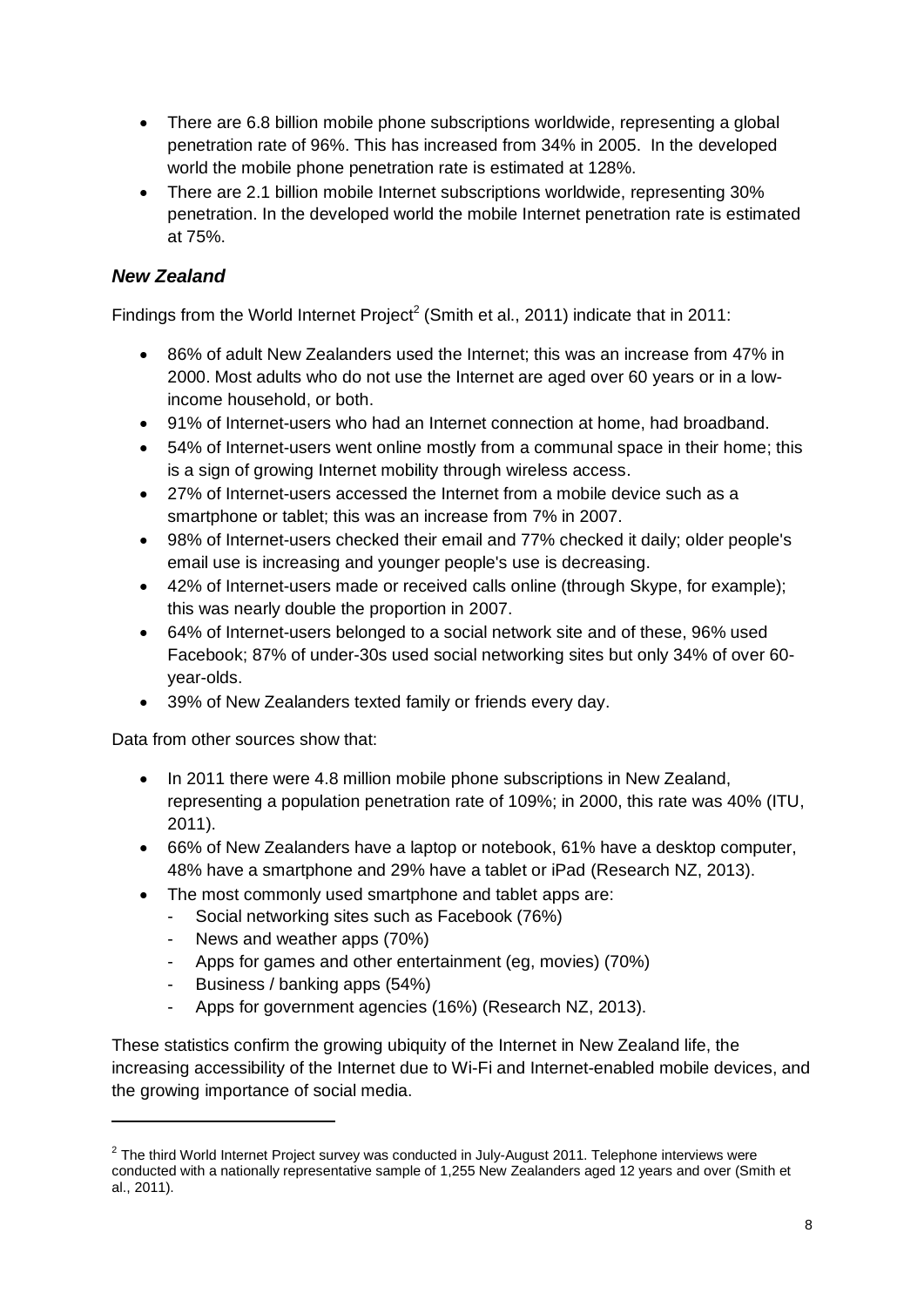- There are 6.8 billion mobile phone subscriptions worldwide, representing a global penetration rate of 96%. This has increased from 34% in 2005. In the developed world the mobile phone penetration rate is estimated at 128%.
- There are 2.1 billion mobile Internet subscriptions worldwide, representing 30% penetration. In the developed world the mobile Internet penetration rate is estimated at 75%.

### *New Zealand*

Findings from the World Internet Project[2] (Smith et al., 2011) indicate that in 2011:

- 86% of adult New Zealanders used the Internet; this was an increase from 47% in 2000. Most adults who do not use the Internet are aged over 60 years or in a low-income household, or both.
- 91% of Internet-users who had an Internet connection at home, had broadband.
- 54% of Internet-users went online mostly from a communal space in their home; this is a sign of growing Internet mobility through wireless access.
- 27% of Internet-users accessed the Internet from a mobile device such as a smartphone or tablet; this was an increase from 7% in 2007.
- 98% of Internet-users checked their email and 77% checked it daily; older people's email use is increasing and younger people's use is decreasing.
- 42% of Internet-users made or received calls online (through Skype, for example); this was nearly double the proportion in 2007.
- 64% of Internet-users belonged to a social network site and of these, 96% used Facebook; 87% of under-30s used social networking sites but only 34% of over 60-year-olds.
- 39% of New Zealanders texted family or friends every day.

Data from other sources show that:

- In 2011 there were 4.8 million mobile phone subscriptions in New Zealand, representing a population penetration rate of 109%; in 2000, this rate was 40% (ITU, 2011).
- 66% of New Zealanders have a laptop or notebook, 61% have a desktop computer, 48% have a smartphone and 29% have a tablet or iPad (Research NZ, 2013).
- The most commonly used smartphone and tablet apps are:
  - Social networking sites such as Facebook (76%)
  - News and weather apps (70%)
  - Apps for games and other entertainment (eg, movies) (70%)
  - Business / banking apps (54%)
  - Apps for government agencies (16%) (Research NZ, 2013).

These statistics confirm the growing ubiquity of the Internet in New Zealand life, the increasing accessibility of the Internet due to Wi-Fi and Internet-enabled mobile devices, and the growing importance of social media.

---

[2] The third World Internet Project survey was conducted in July-August 2011. Telephone interviews were conducted with a nationally representative sample of 1,255 New Zealanders aged 12 years and over (Smith et al., 2011).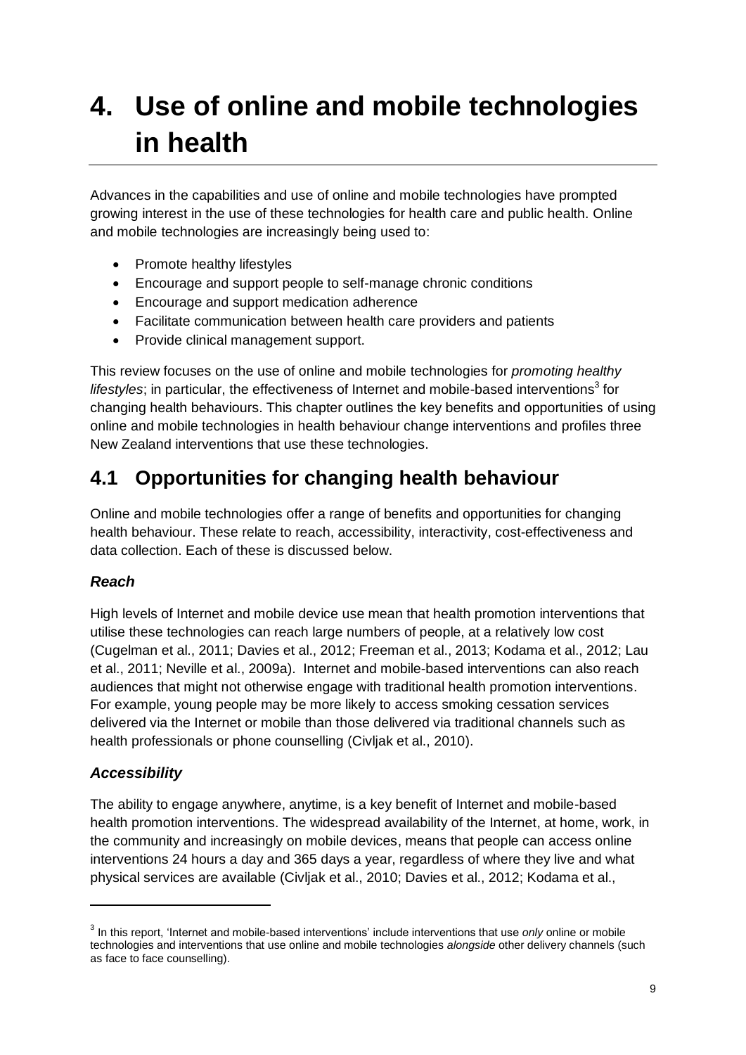# 4. Use of online and mobile technologies in health

Advances in the capabilities and use of online and mobile technologies have prompted growing interest in the use of these technologies for health care and public health. Online and mobile technologies are increasingly being used to:

- Promote healthy lifestyles
- Encourage and support people to self-manage chronic conditions
- Encourage and support medication adherence
- Facilitate communication between health care providers and patients
- Provide clinical management support.

This review focuses on the use of online and mobile technologies for *promoting healthy lifestyles*; in particular, the effectiveness of Internet and mobile-based interventions[3] for changing health behaviours. This chapter outlines the key benefits and opportunities of using online and mobile technologies in health behaviour change interventions and profiles three New Zealand interventions that use these technologies.

## 4.1 Opportunities for changing health behaviour

Online and mobile technologies offer a range of benefits and opportunities for changing health behaviour. These relate to reach, accessibility, interactivity, cost-effectiveness and data collection. Each of these is discussed below.

### *Reach*

High levels of Internet and mobile device use mean that health promotion interventions that utilise these technologies can reach large numbers of people, at a relatively low cost (Cugelman et al., 2011; Davies et al., 2012; Freeman et al., 2013; Kodama et al., 2012; Lau et al., 2011; Neville et al., 2009a). Internet and mobile-based interventions can also reach audiences that might not otherwise engage with traditional health promotion interventions. For example, young people may be more likely to access smoking cessation services delivered via the Internet or mobile than those delivered via traditional channels such as health professionals or phone counselling (Civljak et al., 2010).

### *Accessibility*

The ability to engage anywhere, anytime, is a key benefit of Internet and mobile-based health promotion interventions. The widespread availability of the Internet, at home, work, in the community and increasingly on mobile devices, means that people can access online interventions 24 hours a day and 365 days a year, regardless of where they live and what physical services are available (Civljak et al., 2010; Davies et al., 2012; Kodama et al.,

---

[3] In this report, 'Internet and mobile-based interventions' include interventions that use *only* online or mobile technologies and interventions that use online and mobile technologies *alongside* other delivery channels (such as face to face counselling).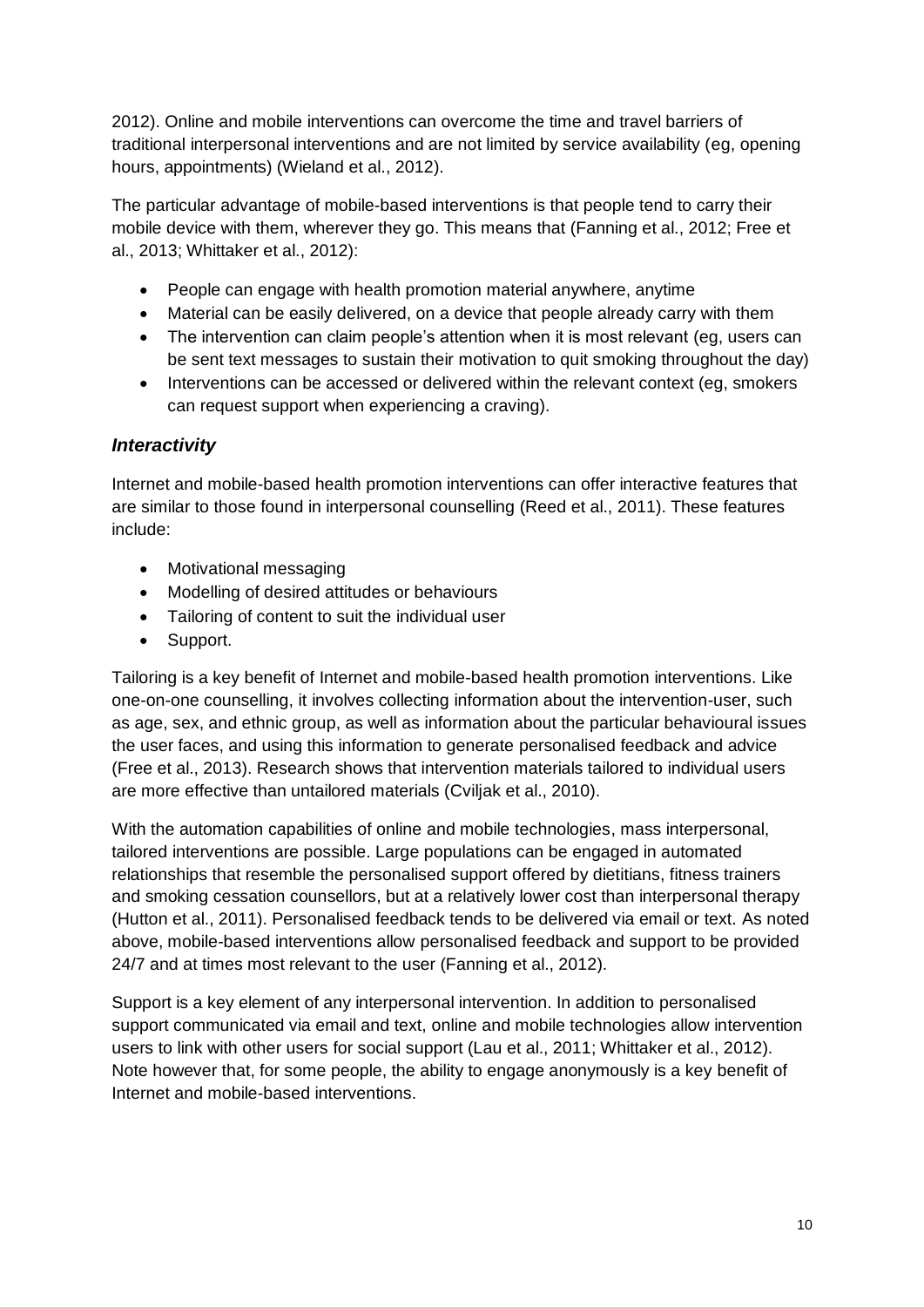2012). Online and mobile interventions can overcome the time and travel barriers of traditional interpersonal interventions and are not limited by service availability (eg, opening hours, appointments) (Wieland et al., 2012).

The particular advantage of mobile-based interventions is that people tend to carry their mobile device with them, wherever they go. This means that (Fanning et al., 2012; Free et al., 2013; Whittaker et al., 2012):

- People can engage with health promotion material anywhere, anytime
- Material can be easily delivered, on a device that people already carry with them
- The intervention can claim people's attention when it is most relevant (eg, users can be sent text messages to sustain their motivation to quit smoking throughout the day)
- Interventions can be accessed or delivered within the relevant context (eg, smokers can request support when experiencing a craving).

### *Interactivity*

Internet and mobile-based health promotion interventions can offer interactive features that are similar to those found in interpersonal counselling (Reed et al., 2011). These features include:

- Motivational messaging
- Modelling of desired attitudes or behaviours
- Tailoring of content to suit the individual user
- Support.

Tailoring is a key benefit of Internet and mobile-based health promotion interventions. Like one-on-one counselling, it involves collecting information about the intervention-user, such as age, sex, and ethnic group, as well as information about the particular behavioural issues the user faces, and using this information to generate personalised feedback and advice (Free et al., 2013). Research shows that intervention materials tailored to individual users are more effective than untailored materials (Cviljak et al., 2010).

With the automation capabilities of online and mobile technologies, mass interpersonal, tailored interventions are possible. Large populations can be engaged in automated relationships that resemble the personalised support offered by dietitians, fitness trainers and smoking cessation counsellors, but at a relatively lower cost than interpersonal therapy (Hutton et al., 2011). Personalised feedback tends to be delivered via email or text. As noted above, mobile-based interventions allow personalised feedback and support to be provided 24/7 and at times most relevant to the user (Fanning et al., 2012).

Support is a key element of any interpersonal intervention. In addition to personalised support communicated via email and text, online and mobile technologies allow intervention users to link with other users for social support (Lau et al., 2011; Whittaker et al., 2012). Note however that, for some people, the ability to engage anonymously is a key benefit of Internet and mobile-based interventions.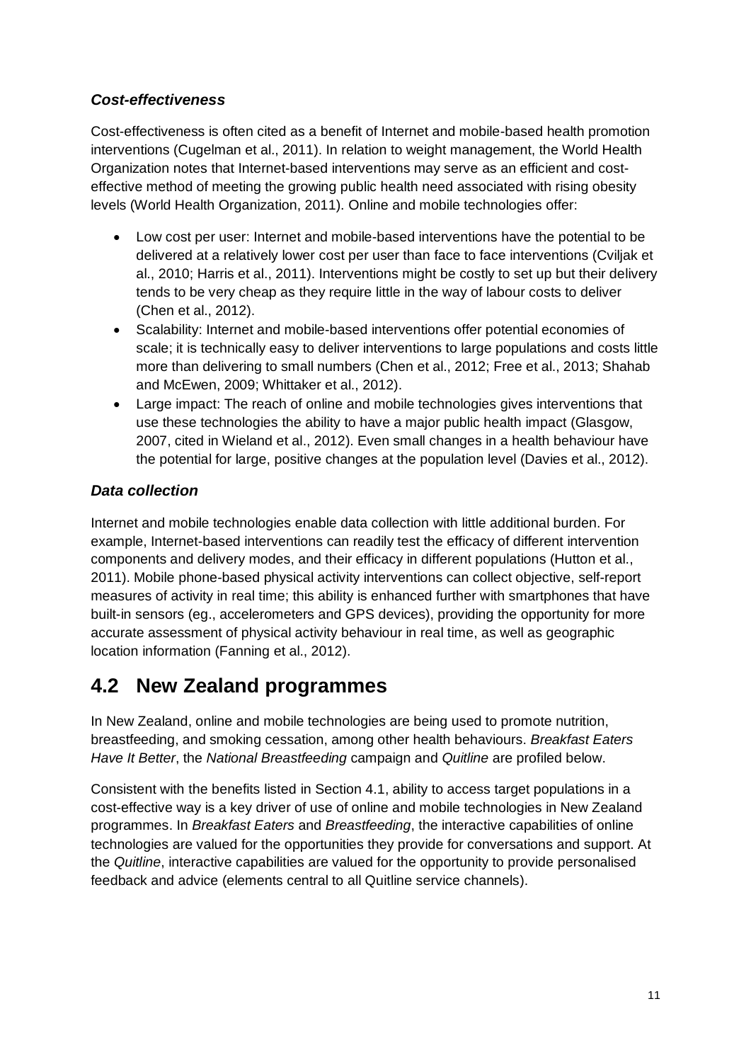### *Cost-effectiveness*

Cost-effectiveness is often cited as a benefit of Internet and mobile-based health promotion interventions (Cugelman et al., 2011). In relation to weight management, the World Health Organization notes that Internet-based interventions may serve as an efficient and cost-effective method of meeting the growing public health need associated with rising obesity levels (World Health Organization, 2011). Online and mobile technologies offer:

- Low cost per user: Internet and mobile-based interventions have the potential to be delivered at a relatively lower cost per user than face to face interventions (Cviljak et al., 2010; Harris et al., 2011). Interventions might be costly to set up but their delivery tends to be very cheap as they require little in the way of labour costs to deliver (Chen et al., 2012).
- Scalability: Internet and mobile-based interventions offer potential economies of scale; it is technically easy to deliver interventions to large populations and costs little more than delivering to small numbers (Chen et al., 2012; Free et al., 2013; Shahab and McEwen, 2009; Whittaker et al., 2012).
- Large impact: The reach of online and mobile technologies gives interventions that use these technologies the ability to have a major public health impact (Glasgow, 2007, cited in Wieland et al., 2012). Even small changes in a health behaviour have the potential for large, positive changes at the population level (Davies et al., 2012).

### *Data collection*

Internet and mobile technologies enable data collection with little additional burden. For example, Internet-based interventions can readily test the efficacy of different intervention components and delivery modes, and their efficacy in different populations (Hutton et al., 2011). Mobile phone-based physical activity interventions can collect objective, self-report measures of activity in real time; this ability is enhanced further with smartphones that have built-in sensors (eg., accelerometers and GPS devices), providing the opportunity for more accurate assessment of physical activity behaviour in real time, as well as geographic location information (Fanning et al., 2012).

## 4.2 New Zealand programmes

In New Zealand, online and mobile technologies are being used to promote nutrition, breastfeeding, and smoking cessation, among other health behaviours. *Breakfast Eaters Have It Better*, the *National Breastfeeding* campaign and *Quitline* are profiled below.

Consistent with the benefits listed in Section 4.1, ability to access target populations in a cost-effective way is a key driver of use of online and mobile technologies in New Zealand programmes. In *Breakfast Eaters* and *Breastfeeding*, the interactive capabilities of online technologies are valued for the opportunities they provide for conversations and support. At the *Quitline*, interactive capabilities are valued for the opportunity to provide personalised feedback and advice (elements central to all Quitline service channels).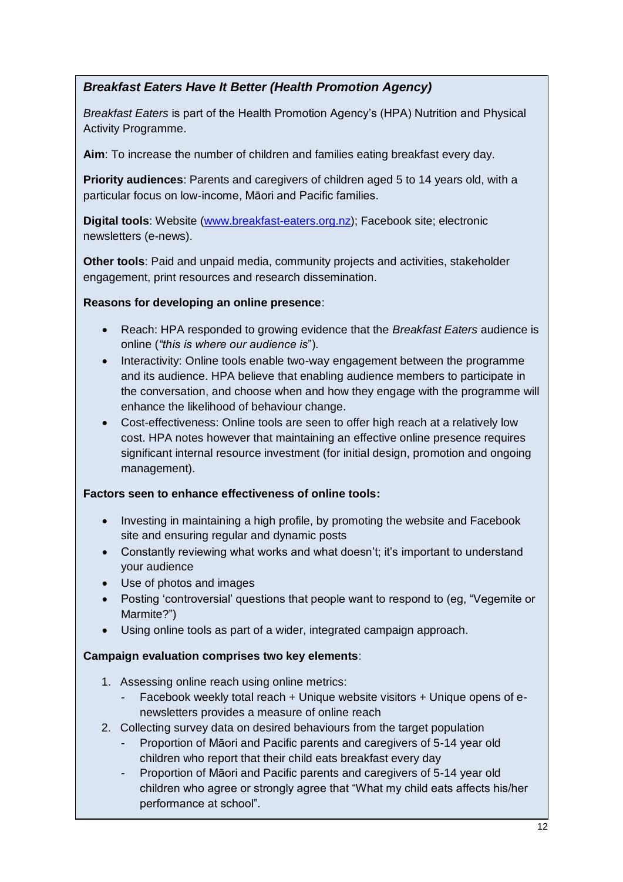### *Breakfast Eaters Have It Better (Health Promotion Agency)*

*Breakfast Eaters* is part of the Health Promotion Agency's (HPA) Nutrition and Physical Activity Programme.

**Aim**: To increase the number of children and families eating breakfast every day.

**Priority audiences**: Parents and caregivers of children aged 5 to 14 years old, with a particular focus on low-income, Māori and Pacific families.

**Digital tools**: Website (www.breakfast-eaters.org.nz); Facebook site; electronic newsletters (e-news).

**Other tools**: Paid and unpaid media, community projects and activities, stakeholder engagement, print resources and research dissemination.

**Reasons for developing an online presence**:

- Reach: HPA responded to growing evidence that the *Breakfast Eaters* audience is online (*"this is where our audience is*").
- Interactivity: Online tools enable two-way engagement between the programme and its audience. HPA believe that enabling audience members to participate in the conversation, and choose when and how they engage with the programme will enhance the likelihood of behaviour change.
- Cost-effectiveness: Online tools are seen to offer high reach at a relatively low cost. HPA notes however that maintaining an effective online presence requires significant internal resource investment (for initial design, promotion and ongoing management).

**Factors seen to enhance effectiveness of online tools:**

- Investing in maintaining a high profile, by promoting the website and Facebook site and ensuring regular and dynamic posts
- Constantly reviewing what works and what doesn't; it's important to understand your audience
- Use of photos and images
- Posting 'controversial' questions that people want to respond to (eg, "Vegemite or Marmite?")
- Using online tools as part of a wider, integrated campaign approach.

**Campaign evaluation comprises two key elements**:

1. Assessing online reach using online metrics:
   - Facebook weekly total reach + Unique website visitors + Unique opens of e-newsletters provides a measure of online reach
2. Collecting survey data on desired behaviours from the target population
   - Proportion of Māori and Pacific parents and caregivers of 5-14 year old children who report that their child eats breakfast every day
   - Proportion of Māori and Pacific parents and caregivers of 5-14 year old children who agree or strongly agree that "What my child eats affects his/her performance at school".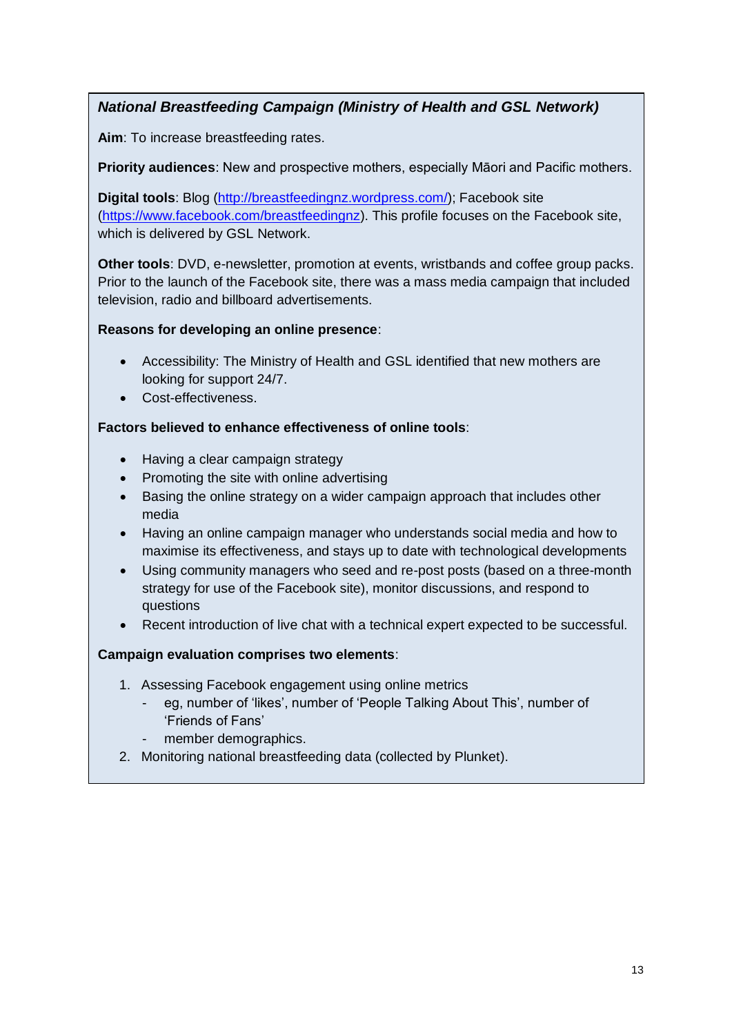***National Breastfeeding Campaign (Ministry of Health and GSL Network)***

**Aim**: To increase breastfeeding rates.

**Priority audiences**: New and prospective mothers, especially Māori and Pacific mothers.

**Digital tools**: Blog (http://breastfeedingnz.wordpress.com/); Facebook site (https://www.facebook.com/breastfeedingnz). This profile focuses on the Facebook site, which is delivered by GSL Network.

**Other tools**: DVD, e-newsletter, promotion at events, wristbands and coffee group packs. Prior to the launch of the Facebook site, there was a mass media campaign that included television, radio and billboard advertisements.

**Reasons for developing an online presence**:

- Accessibility: The Ministry of Health and GSL identified that new mothers are looking for support 24/7.
- Cost-effectiveness.

**Factors believed to enhance effectiveness of online tools**:

- Having a clear campaign strategy
- Promoting the site with online advertising
- Basing the online strategy on a wider campaign approach that includes other media
- Having an online campaign manager who understands social media and how to maximise its effectiveness, and stays up to date with technological developments
- Using community managers who seed and re-post posts (based on a three-month strategy for use of the Facebook site), monitor discussions, and respond to questions
- Recent introduction of live chat with a technical expert expected to be successful.

**Campaign evaluation comprises two elements**:

1. Assessing Facebook engagement using online metrics
   - eg, number of 'likes', number of 'People Talking About This', number of 'Friends of Fans'
   - member demographics.
2. Monitoring national breastfeeding data (collected by Plunket).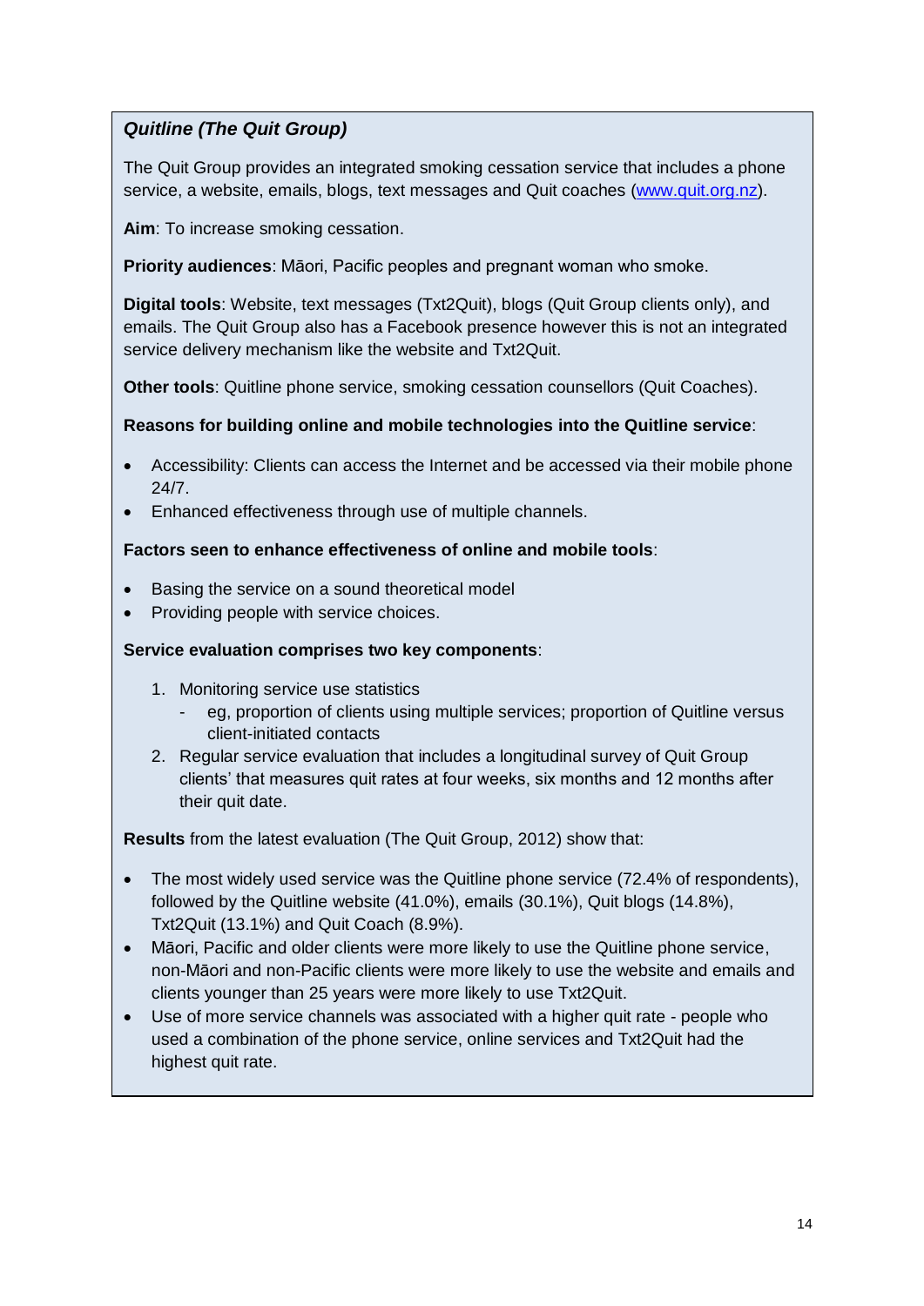### *Quitline (The Quit Group)*

The Quit Group provides an integrated smoking cessation service that includes a phone service, a website, emails, blogs, text messages and Quit coaches (www.quit.org.nz).

**Aim**: To increase smoking cessation.

**Priority audiences**: Māori, Pacific peoples and pregnant woman who smoke.

**Digital tools**: Website, text messages (Txt2Quit), blogs (Quit Group clients only), and emails. The Quit Group also has a Facebook presence however this is not an integrated service delivery mechanism like the website and Txt2Quit.

**Other tools**: Quitline phone service, smoking cessation counsellors (Quit Coaches).

**Reasons for building online and mobile technologies into the Quitline service**:

- Accessibility: Clients can access the Internet and be accessed via their mobile phone 24/7.
- Enhanced effectiveness through use of multiple channels.

**Factors seen to enhance effectiveness of online and mobile tools**:

- Basing the service on a sound theoretical model
- Providing people with service choices.

**Service evaluation comprises two key components**:

1. Monitoring service use statistics
   - eg, proportion of clients using multiple services; proportion of Quitline versus client-initiated contacts
2. Regular service evaluation that includes a longitudinal survey of Quit Group clients' that measures quit rates at four weeks, six months and 12 months after their quit date.

**Results** from the latest evaluation (The Quit Group, 2012) show that:

- The most widely used service was the Quitline phone service (72.4% of respondents), followed by the Quitline website (41.0%), emails (30.1%), Quit blogs (14.8%), Txt2Quit (13.1%) and Quit Coach (8.9%).
- Māori, Pacific and older clients were more likely to use the Quitline phone service, non-Māori and non-Pacific clients were more likely to use the website and emails and clients younger than 25 years were more likely to use Txt2Quit.
- Use of more service channels was associated with a higher quit rate - people who used a combination of the phone service, online services and Txt2Quit had the highest quit rate.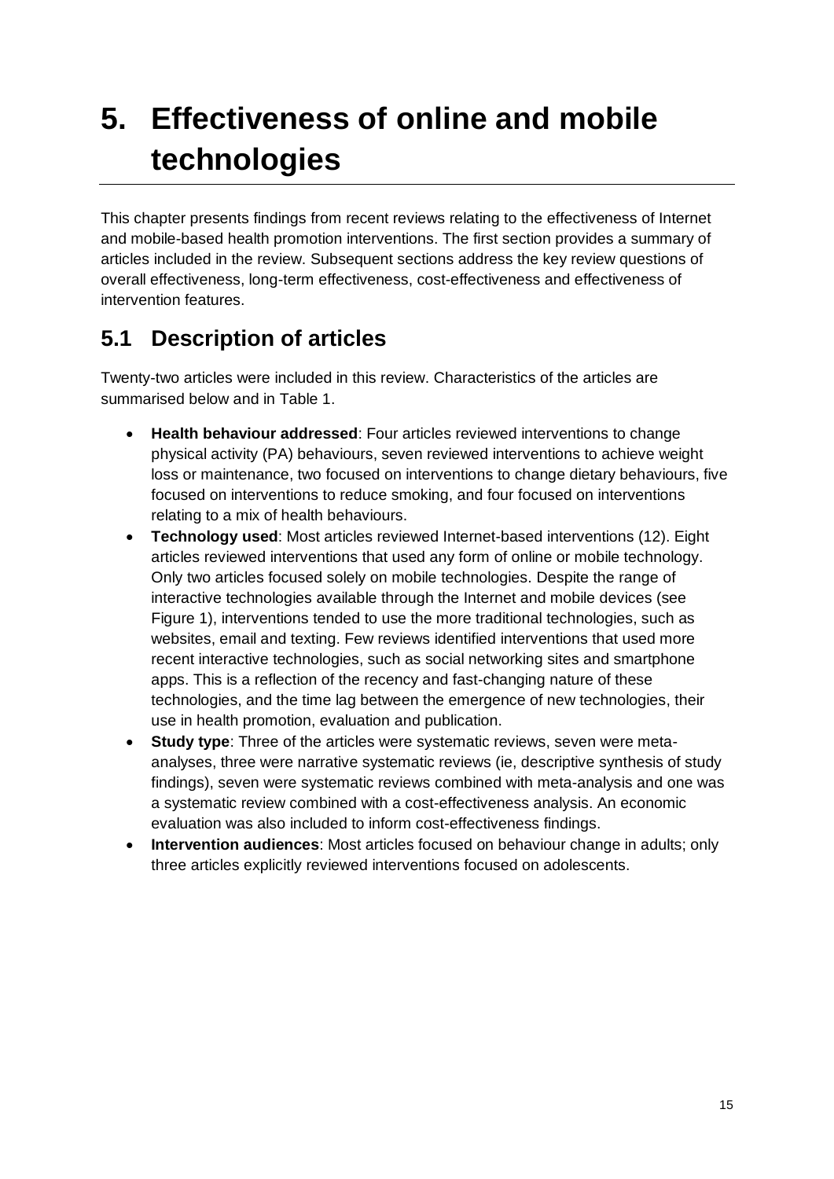# 5. Effectiveness of online and mobile technologies

This chapter presents findings from recent reviews relating to the effectiveness of Internet and mobile-based health promotion interventions. The first section provides a summary of articles included in the review. Subsequent sections address the key review questions of overall effectiveness, long-term effectiveness, cost-effectiveness and effectiveness of intervention features.

## 5.1 Description of articles

Twenty-two articles were included in this review. Characteristics of the articles are summarised below and in Table 1.

- **Health behaviour addressed**: Four articles reviewed interventions to change physical activity (PA) behaviours, seven reviewed interventions to achieve weight loss or maintenance, two focused on interventions to change dietary behaviours, five focused on interventions to reduce smoking, and four focused on interventions relating to a mix of health behaviours.
- **Technology used**: Most articles reviewed Internet-based interventions (12). Eight articles reviewed interventions that used any form of online or mobile technology. Only two articles focused solely on mobile technologies. Despite the range of interactive technologies available through the Internet and mobile devices (see Figure 1), interventions tended to use the more traditional technologies, such as websites, email and texting. Few reviews identified interventions that used more recent interactive technologies, such as social networking sites and smartphone apps. This is a reflection of the recency and fast-changing nature of these technologies, and the time lag between the emergence of new technologies, their use in health promotion, evaluation and publication.
- **Study type**: Three of the articles were systematic reviews, seven were meta-analyses, three were narrative systematic reviews (ie, descriptive synthesis of study findings), seven were systematic reviews combined with meta-analysis and one was a systematic review combined with a cost-effectiveness analysis. An economic evaluation was also included to inform cost-effectiveness findings.
- **Intervention audiences**: Most articles focused on behaviour change in adults; only three articles explicitly reviewed interventions focused on adolescents.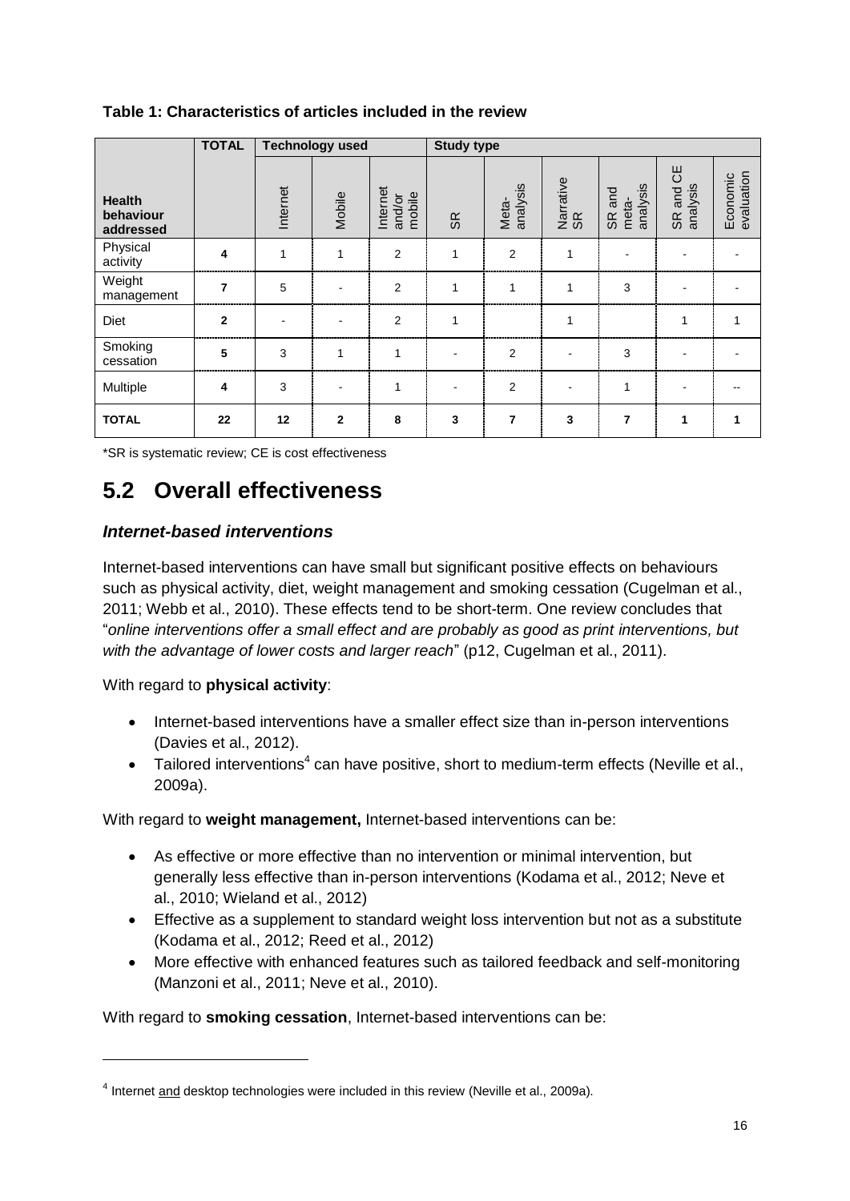**Table 1: Characteristics of articles included in the review**

| | TOTAL | Technology used | | | Study type | | | | | |
|---|---|---|---|---|---|---|---|---|---|---|
| **Health behaviour addressed** | | Internet | Mobile | Internet and/or mobile | SR | Meta-analysis | Narrative SR | SR and meta-analysis | SR and CE analysis | Economic evaluation |
| Physical activity | **4** | 1 | 1 | 2 | 1 | 2 | 1 | - | - | - |
| Weight management | **7** | 5 | - | 2 | 1 | 1 | 1 | 3 | - | - |
| Diet | **2** | - | - | 2 | 1 | | 1 | | 1 | 1 |
| Smoking cessation | **5** | 3 | 1 | 1 | - | 2 | - | 3 | - | - |
| Multiple | **4** | 3 | - | 1 | - | 2 | - | 1 | - | -- |
| **TOTAL** | **22** | **12** | **2** | **8** | **3** | **7** | **3** | **7** | **1** | **1** |

*SR is systematic review; CE is cost effectiveness

## 5.2 Overall effectiveness

### *Internet-based interventions*

Internet-based interventions can have small but significant positive effects on behaviours such as physical activity, diet, weight management and smoking cessation (Cugelman et al., 2011; Webb et al., 2010). These effects tend to be short-term. One review concludes that "*online interventions offer a small effect and are probably as good as print interventions, but with the advantage of lower costs and larger reach*" (p12, Cugelman et al., 2011).

With regard to **physical activity**:

- Internet-based interventions have a smaller effect size than in-person interventions (Davies et al., 2012).
- Tailored interventions[4] can have positive, short to medium-term effects (Neville et al., 2009a).

With regard to **weight management,** Internet-based interventions can be:

- As effective or more effective than no intervention or minimal intervention, but generally less effective than in-person interventions (Kodama et al., 2012; Neve et al., 2010; Wieland et al., 2012)
- Effective as a supplement to standard weight loss intervention but not as a substitute (Kodama et al., 2012; Reed et al., 2012)
- More effective with enhanced features such as tailored feedback and self-monitoring (Manzoni et al., 2011; Neve et al., 2010).

With regard to **smoking cessation**, Internet-based interventions can be:

[4] Internet and desktop technologies were included in this review (Neville et al., 2009a).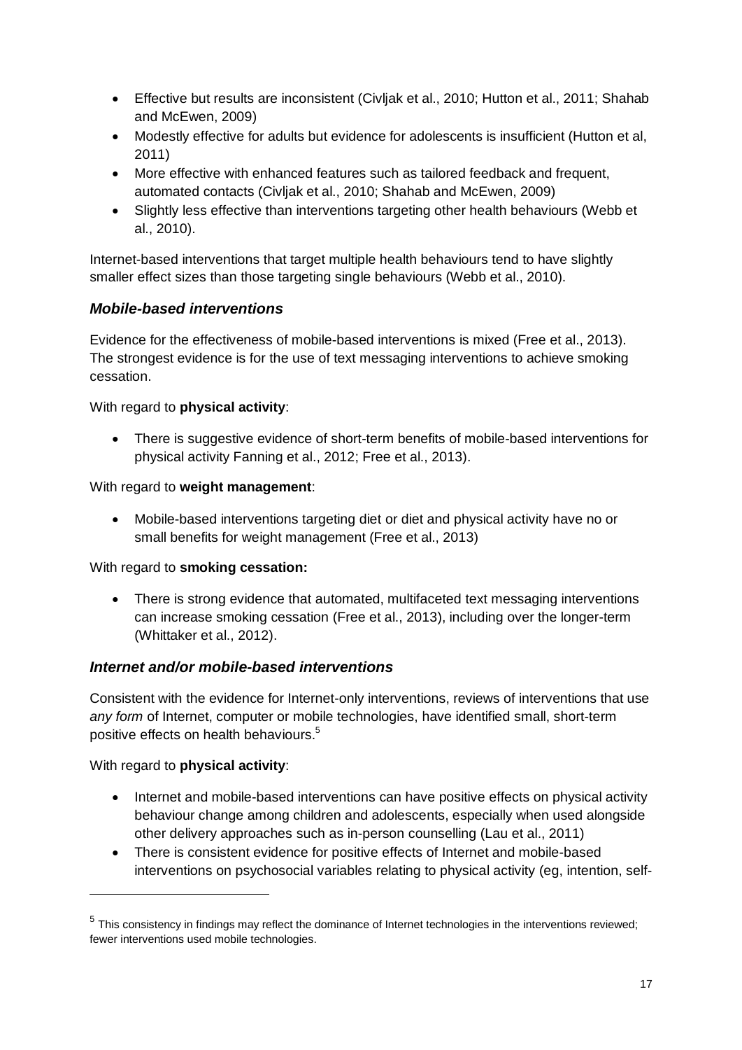- Effective but results are inconsistent (Civljak et al., 2010; Hutton et al., 2011; Shahab and McEwen, 2009)
- Modestly effective for adults but evidence for adolescents is insufficient (Hutton et al, 2011)
- More effective with enhanced features such as tailored feedback and frequent, automated contacts (Civljak et al., 2010; Shahab and McEwen, 2009)
- Slightly less effective than interventions targeting other health behaviours (Webb et al., 2010).

Internet-based interventions that target multiple health behaviours tend to have slightly smaller effect sizes than those targeting single behaviours (Webb et al., 2010).

### *Mobile-based interventions*

Evidence for the effectiveness of mobile-based interventions is mixed (Free et al., 2013). The strongest evidence is for the use of text messaging interventions to achieve smoking cessation.

With regard to **physical activity**:

- There is suggestive evidence of short-term benefits of mobile-based interventions for physical activity Fanning et al., 2012; Free et al., 2013).

With regard to **weight management**:

- Mobile-based interventions targeting diet or diet and physical activity have no or small benefits for weight management (Free et al., 2013)

With regard to **smoking cessation:**

- There is strong evidence that automated, multifaceted text messaging interventions can increase smoking cessation (Free et al., 2013), including over the longer-term (Whittaker et al., 2012).

### *Internet and/or mobile-based interventions*

Consistent with the evidence for Internet-only interventions, reviews of interventions that use *any form* of Internet, computer or mobile technologies, have identified small, short-term positive effects on health behaviours.[5]

With regard to **physical activity**:

- Internet and mobile-based interventions can have positive effects on physical activity behaviour change among children and adolescents, especially when used alongside other delivery approaches such as in-person counselling (Lau et al., 2011)
- There is consistent evidence for positive effects of Internet and mobile-based interventions on psychosocial variables relating to physical activity (eg, intention, self-

[5] This consistency in findings may reflect the dominance of Internet technologies in the interventions reviewed; fewer interventions used mobile technologies.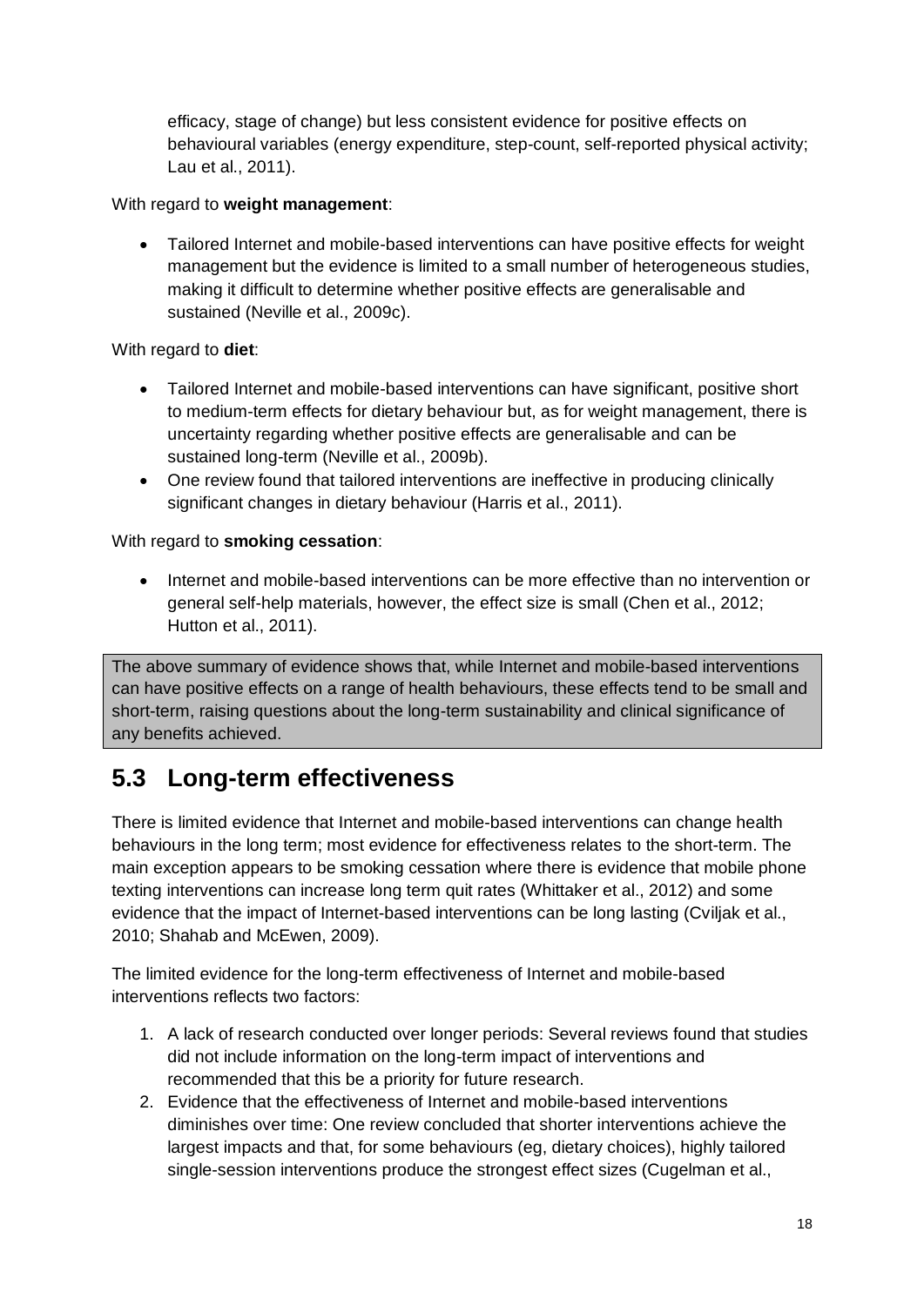efficacy, stage of change) but less consistent evidence for positive effects on behavioural variables (energy expenditure, step-count, self-reported physical activity; Lau et al., 2011).

With regard to **weight management**:

- Tailored Internet and mobile-based interventions can have positive effects for weight management but the evidence is limited to a small number of heterogeneous studies, making it difficult to determine whether positive effects are generalisable and sustained (Neville et al., 2009c).

With regard to **diet**:

- Tailored Internet and mobile-based interventions can have significant, positive short to medium-term effects for dietary behaviour but, as for weight management, there is uncertainty regarding whether positive effects are generalisable and can be sustained long-term (Neville et al., 2009b).
- One review found that tailored interventions are ineffective in producing clinically significant changes in dietary behaviour (Harris et al., 2011).

With regard to **smoking cessation**:

- Internet and mobile-based interventions can be more effective than no intervention or general self-help materials, however, the effect size is small (Chen et al., 2012; Hutton et al., 2011).

The above summary of evidence shows that, while Internet and mobile-based interventions can have positive effects on a range of health behaviours, these effects tend to be small and short-term, raising questions about the long-term sustainability and clinical significance of any benefits achieved.

## 5.3 Long-term effectiveness

There is limited evidence that Internet and mobile-based interventions can change health behaviours in the long term; most evidence for effectiveness relates to the short-term. The main exception appears to be smoking cessation where there is evidence that mobile phone texting interventions can increase long term quit rates (Whittaker et al., 2012) and some evidence that the impact of Internet-based interventions can be long lasting (Cviljak et al., 2010; Shahab and McEwen, 2009).

The limited evidence for the long-term effectiveness of Internet and mobile-based interventions reflects two factors:

1. A lack of research conducted over longer periods: Several reviews found that studies did not include information on the long-term impact of interventions and recommended that this be a priority for future research.
2. Evidence that the effectiveness of Internet and mobile-based interventions diminishes over time: One review concluded that shorter interventions achieve the largest impacts and that, for some behaviours (eg, dietary choices), highly tailored single-session interventions produce the strongest effect sizes (Cugelman et al.,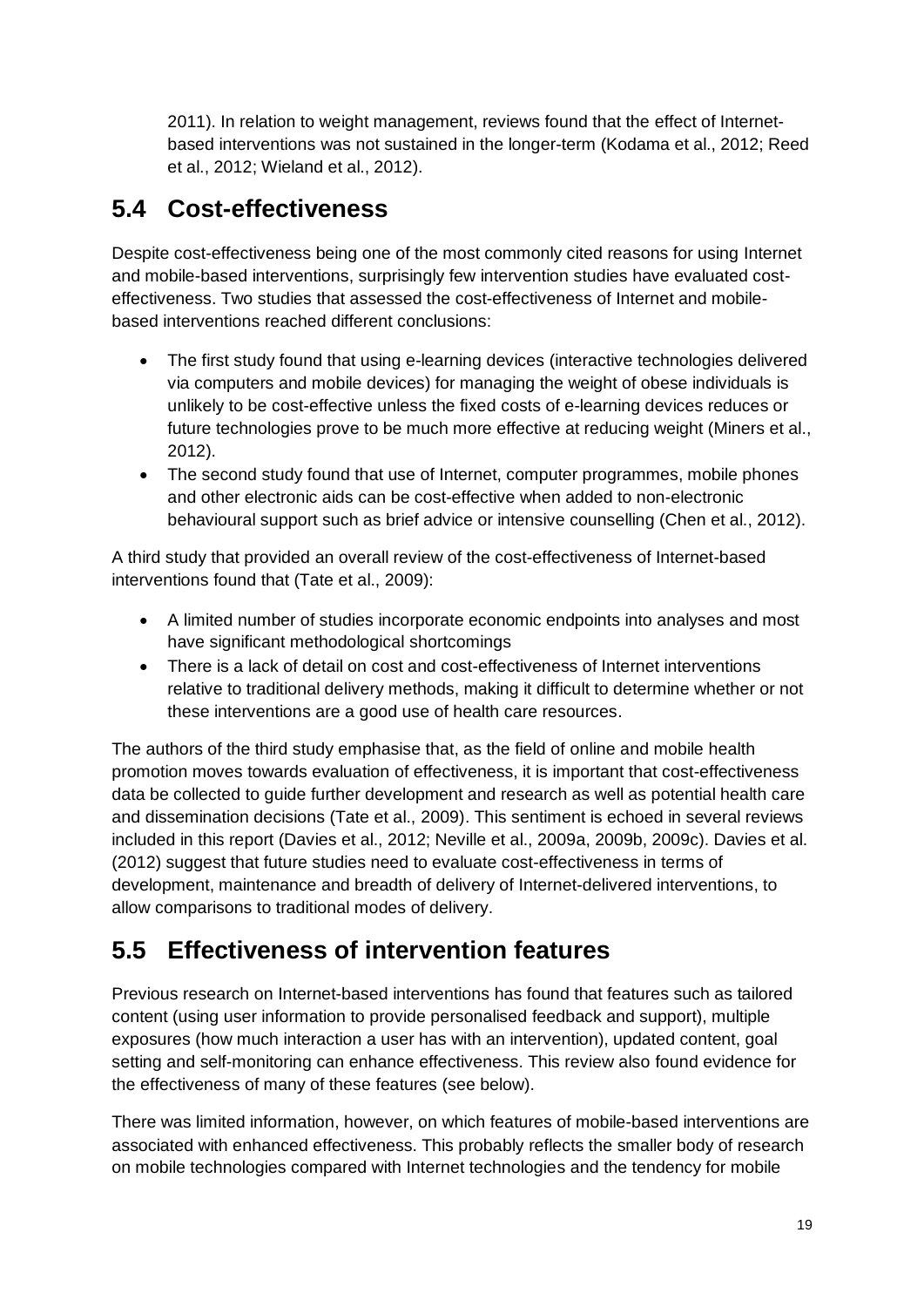2011). In relation to weight management, reviews found that the effect of Internet-based interventions was not sustained in the longer-term (Kodama et al., 2012; Reed et al., 2012; Wieland et al., 2012).

## 5.4 Cost-effectiveness

Despite cost-effectiveness being one of the most commonly cited reasons for using Internet and mobile-based interventions, surprisingly few intervention studies have evaluated cost-effectiveness. Two studies that assessed the cost-effectiveness of Internet and mobile-based interventions reached different conclusions:

- The first study found that using e-learning devices (interactive technologies delivered via computers and mobile devices) for managing the weight of obese individuals is unlikely to be cost-effective unless the fixed costs of e-learning devices reduces or future technologies prove to be much more effective at reducing weight (Miners et al., 2012).
- The second study found that use of Internet, computer programmes, mobile phones and other electronic aids can be cost-effective when added to non-electronic behavioural support such as brief advice or intensive counselling (Chen et al., 2012).

A third study that provided an overall review of the cost-effectiveness of Internet-based interventions found that (Tate et al., 2009):

- A limited number of studies incorporate economic endpoints into analyses and most have significant methodological shortcomings
- There is a lack of detail on cost and cost-effectiveness of Internet interventions relative to traditional delivery methods, making it difficult to determine whether or not these interventions are a good use of health care resources.

The authors of the third study emphasise that, as the field of online and mobile health promotion moves towards evaluation of effectiveness, it is important that cost-effectiveness data be collected to guide further development and research as well as potential health care and dissemination decisions (Tate et al., 2009). This sentiment is echoed in several reviews included in this report (Davies et al., 2012; Neville et al., 2009a, 2009b, 2009c). Davies et al. (2012) suggest that future studies need to evaluate cost-effectiveness in terms of development, maintenance and breadth of delivery of Internet-delivered interventions, to allow comparisons to traditional modes of delivery.

## 5.5 Effectiveness of intervention features

Previous research on Internet-based interventions has found that features such as tailored content (using user information to provide personalised feedback and support), multiple exposures (how much interaction a user has with an intervention), updated content, goal setting and self-monitoring can enhance effectiveness. This review also found evidence for the effectiveness of many of these features (see below).

There was limited information, however, on which features of mobile-based interventions are associated with enhanced effectiveness. This probably reflects the smaller body of research on mobile technologies compared with Internet technologies and the tendency for mobile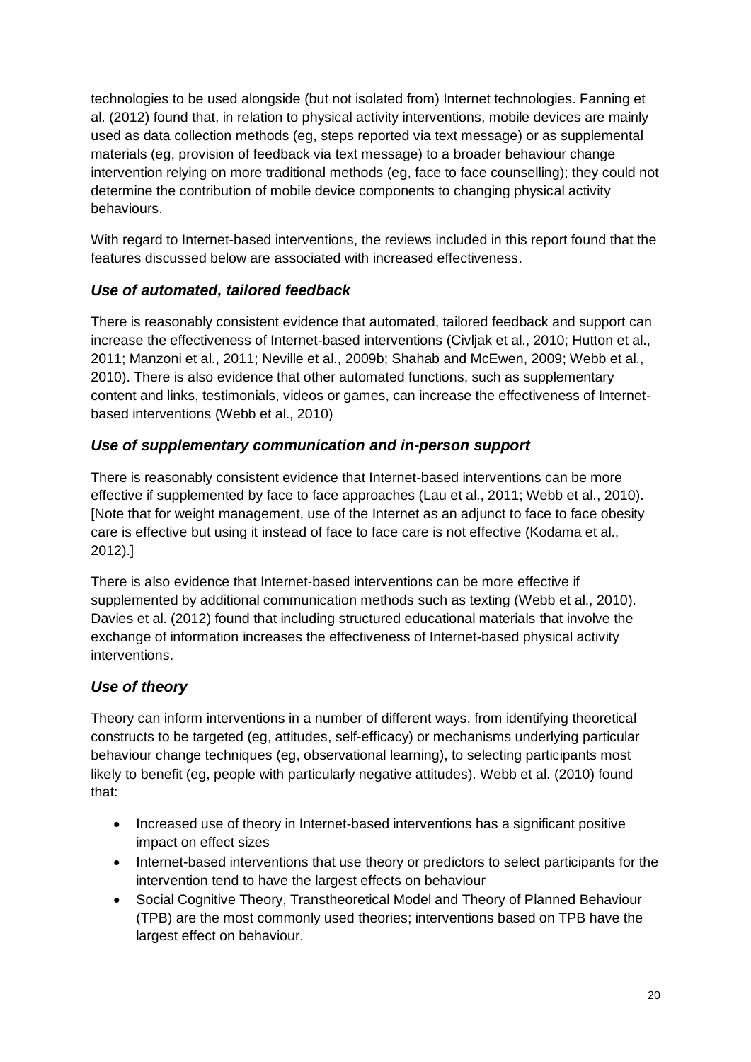technologies to be used alongside (but not isolated from) Internet technologies. Fanning et al. (2012) found that, in relation to physical activity interventions, mobile devices are mainly used as data collection methods (eg, steps reported via text message) or as supplemental materials (eg, provision of feedback via text message) to a broader behaviour change intervention relying on more traditional methods (eg, face to face counselling); they could not determine the contribution of mobile device components to changing physical activity behaviours.

With regard to Internet-based interventions, the reviews included in this report found that the features discussed below are associated with increased effectiveness.

### *Use of automated, tailored feedback*

There is reasonably consistent evidence that automated, tailored feedback and support can increase the effectiveness of Internet-based interventions (Civljak et al., 2010; Hutton et al., 2011; Manzoni et al., 2011; Neville et al., 2009b; Shahab and McEwen, 2009; Webb et al., 2010). There is also evidence that other automated functions, such as supplementary content and links, testimonials, videos or games, can increase the effectiveness of Internet-based interventions (Webb et al., 2010)

### *Use of supplementary communication and in-person support*

There is reasonably consistent evidence that Internet-based interventions can be more effective if supplemented by face to face approaches (Lau et al., 2011; Webb et al., 2010). [Note that for weight management, use of the Internet as an adjunct to face to face obesity care is effective but using it instead of face to face care is not effective (Kodama et al., 2012).]

There is also evidence that Internet-based interventions can be more effective if supplemented by additional communication methods such as texting (Webb et al., 2010). Davies et al. (2012) found that including structured educational materials that involve the exchange of information increases the effectiveness of Internet-based physical activity interventions.

### *Use of theory*

Theory can inform interventions in a number of different ways, from identifying theoretical constructs to be targeted (eg, attitudes, self-efficacy) or mechanisms underlying particular behaviour change techniques (eg, observational learning), to selecting participants most likely to benefit (eg, people with particularly negative attitudes). Webb et al. (2010) found that:

- Increased use of theory in Internet-based interventions has a significant positive impact on effect sizes
- Internet-based interventions that use theory or predictors to select participants for the intervention tend to have the largest effects on behaviour
- Social Cognitive Theory, Transtheoretical Model and Theory of Planned Behaviour (TPB) are the most commonly used theories; interventions based on TPB have the largest effect on behaviour.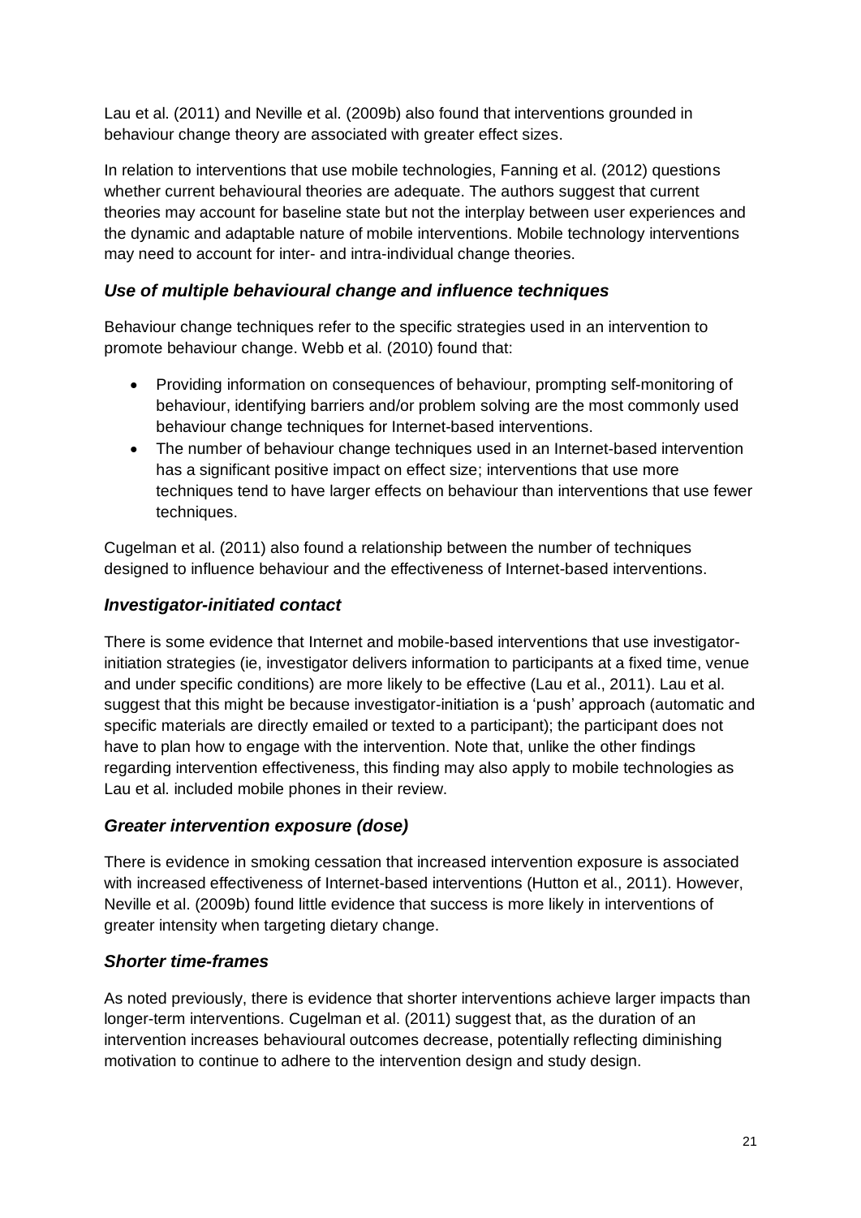Lau et al. (2011) and Neville et al. (2009b) also found that interventions grounded in behaviour change theory are associated with greater effect sizes.

In relation to interventions that use mobile technologies, Fanning et al. (2012) questions whether current behavioural theories are adequate. The authors suggest that current theories may account for baseline state but not the interplay between user experiences and the dynamic and adaptable nature of mobile interventions. Mobile technology interventions may need to account for inter- and intra-individual change theories.

### *Use of multiple behavioural change and influence techniques*

Behaviour change techniques refer to the specific strategies used in an intervention to promote behaviour change. Webb et al. (2010) found that:

- Providing information on consequences of behaviour, prompting self-monitoring of behaviour, identifying barriers and/or problem solving are the most commonly used behaviour change techniques for Internet-based interventions.
- The number of behaviour change techniques used in an Internet-based intervention has a significant positive impact on effect size; interventions that use more techniques tend to have larger effects on behaviour than interventions that use fewer techniques.

Cugelman et al. (2011) also found a relationship between the number of techniques designed to influence behaviour and the effectiveness of Internet-based interventions.

### *Investigator-initiated contact*

There is some evidence that Internet and mobile-based interventions that use investigator-initiation strategies (ie, investigator delivers information to participants at a fixed time, venue and under specific conditions) are more likely to be effective (Lau et al., 2011). Lau et al. suggest that this might be because investigator-initiation is a 'push' approach (automatic and specific materials are directly emailed or texted to a participant); the participant does not have to plan how to engage with the intervention. Note that, unlike the other findings regarding intervention effectiveness, this finding may also apply to mobile technologies as Lau et al. included mobile phones in their review.

### *Greater intervention exposure (dose)*

There is evidence in smoking cessation that increased intervention exposure is associated with increased effectiveness of Internet-based interventions (Hutton et al., 2011). However, Neville et al. (2009b) found little evidence that success is more likely in interventions of greater intensity when targeting dietary change.

### *Shorter time-frames*

As noted previously, there is evidence that shorter interventions achieve larger impacts than longer-term interventions. Cugelman et al. (2011) suggest that, as the duration of an intervention increases behavioural outcomes decrease, potentially reflecting diminishing motivation to continue to adhere to the intervention design and study design.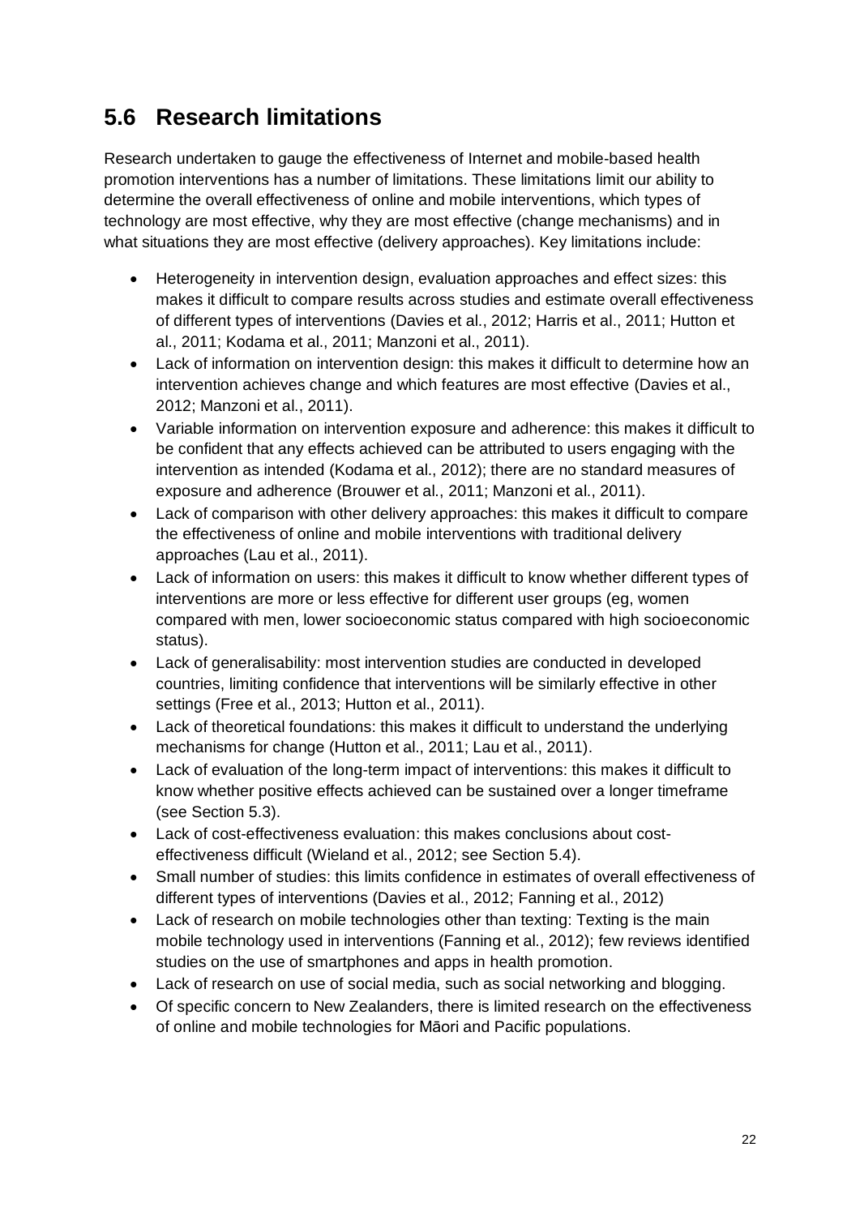## 5.6 Research limitations

Research undertaken to gauge the effectiveness of Internet and mobile-based health promotion interventions has a number of limitations. These limitations limit our ability to determine the overall effectiveness of online and mobile interventions, which types of technology are most effective, why they are most effective (change mechanisms) and in what situations they are most effective (delivery approaches). Key limitations include:

- Heterogeneity in intervention design, evaluation approaches and effect sizes: this makes it difficult to compare results across studies and estimate overall effectiveness of different types of interventions (Davies et al., 2012; Harris et al., 2011; Hutton et al., 2011; Kodama et al., 2011; Manzoni et al., 2011).
- Lack of information on intervention design: this makes it difficult to determine how an intervention achieves change and which features are most effective (Davies et al., 2012; Manzoni et al., 2011).
- Variable information on intervention exposure and adherence: this makes it difficult to be confident that any effects achieved can be attributed to users engaging with the intervention as intended (Kodama et al., 2012); there are no standard measures of exposure and adherence (Brouwer et al., 2011; Manzoni et al., 2011).
- Lack of comparison with other delivery approaches: this makes it difficult to compare the effectiveness of online and mobile interventions with traditional delivery approaches (Lau et al., 2011).
- Lack of information on users: this makes it difficult to know whether different types of interventions are more or less effective for different user groups (eg, women compared with men, lower socioeconomic status compared with high socioeconomic status).
- Lack of generalisability: most intervention studies are conducted in developed countries, limiting confidence that interventions will be similarly effective in other settings (Free et al., 2013; Hutton et al., 2011).
- Lack of theoretical foundations: this makes it difficult to understand the underlying mechanisms for change (Hutton et al., 2011; Lau et al., 2011).
- Lack of evaluation of the long-term impact of interventions: this makes it difficult to know whether positive effects achieved can be sustained over a longer timeframe (see Section 5.3).
- Lack of cost-effectiveness evaluation: this makes conclusions about cost-effectiveness difficult (Wieland et al., 2012; see Section 5.4).
- Small number of studies: this limits confidence in estimates of overall effectiveness of different types of interventions (Davies et al., 2012; Fanning et al., 2012)
- Lack of research on mobile technologies other than texting: Texting is the main mobile technology used in interventions (Fanning et al., 2012); few reviews identified studies on the use of smartphones and apps in health promotion.
- Lack of research on use of social media, such as social networking and blogging.
- Of specific concern to New Zealanders, there is limited research on the effectiveness of online and mobile technologies for Māori and Pacific populations.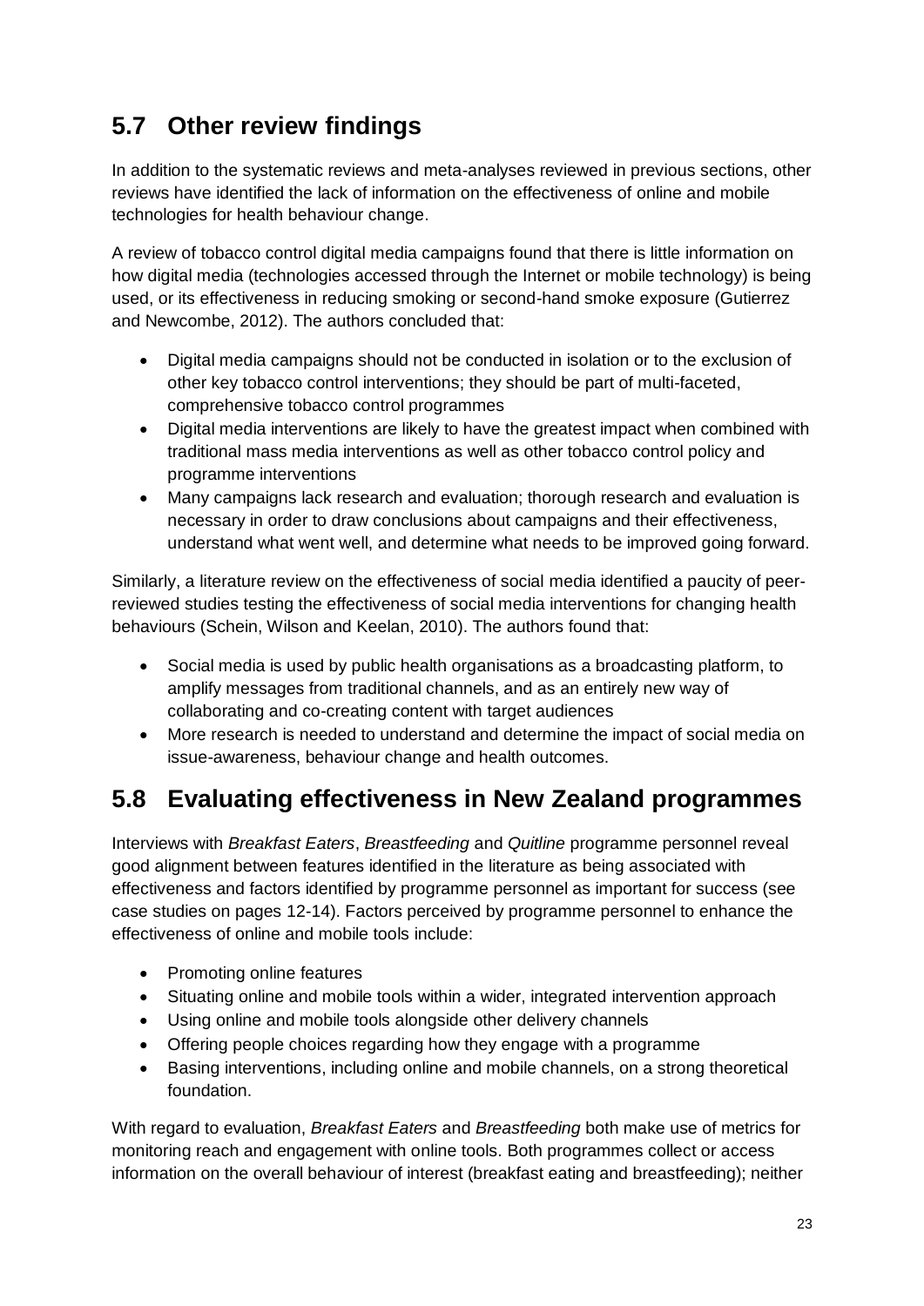## 5.7 Other review findings

In addition to the systematic reviews and meta-analyses reviewed in previous sections, other reviews have identified the lack of information on the effectiveness of online and mobile technologies for health behaviour change.

A review of tobacco control digital media campaigns found that there is little information on how digital media (technologies accessed through the Internet or mobile technology) is being used, or its effectiveness in reducing smoking or second-hand smoke exposure (Gutierrez and Newcombe, 2012). The authors concluded that:

- Digital media campaigns should not be conducted in isolation or to the exclusion of other key tobacco control interventions; they should be part of multi-faceted, comprehensive tobacco control programmes
- Digital media interventions are likely to have the greatest impact when combined with traditional mass media interventions as well as other tobacco control policy and programme interventions
- Many campaigns lack research and evaluation; thorough research and evaluation is necessary in order to draw conclusions about campaigns and their effectiveness, understand what went well, and determine what needs to be improved going forward.

Similarly, a literature review on the effectiveness of social media identified a paucity of peer-reviewed studies testing the effectiveness of social media interventions for changing health behaviours (Schein, Wilson and Keelan, 2010). The authors found that:

- Social media is used by public health organisations as a broadcasting platform, to amplify messages from traditional channels, and as an entirely new way of collaborating and co-creating content with target audiences
- More research is needed to understand and determine the impact of social media on issue-awareness, behaviour change and health outcomes.

## 5.8 Evaluating effectiveness in New Zealand programmes

Interviews with *Breakfast Eaters*, *Breastfeeding* and *Quitline* programme personnel reveal good alignment between features identified in the literature as being associated with effectiveness and factors identified by programme personnel as important for success (see case studies on pages 12-14). Factors perceived by programme personnel to enhance the effectiveness of online and mobile tools include:

- Promoting online features
- Situating online and mobile tools within a wider, integrated intervention approach
- Using online and mobile tools alongside other delivery channels
- Offering people choices regarding how they engage with a programme
- Basing interventions, including online and mobile channels, on a strong theoretical foundation.

With regard to evaluation, *Breakfast Eaters* and *Breastfeeding* both make use of metrics for monitoring reach and engagement with online tools. Both programmes collect or access information on the overall behaviour of interest (breakfast eating and breastfeeding); neither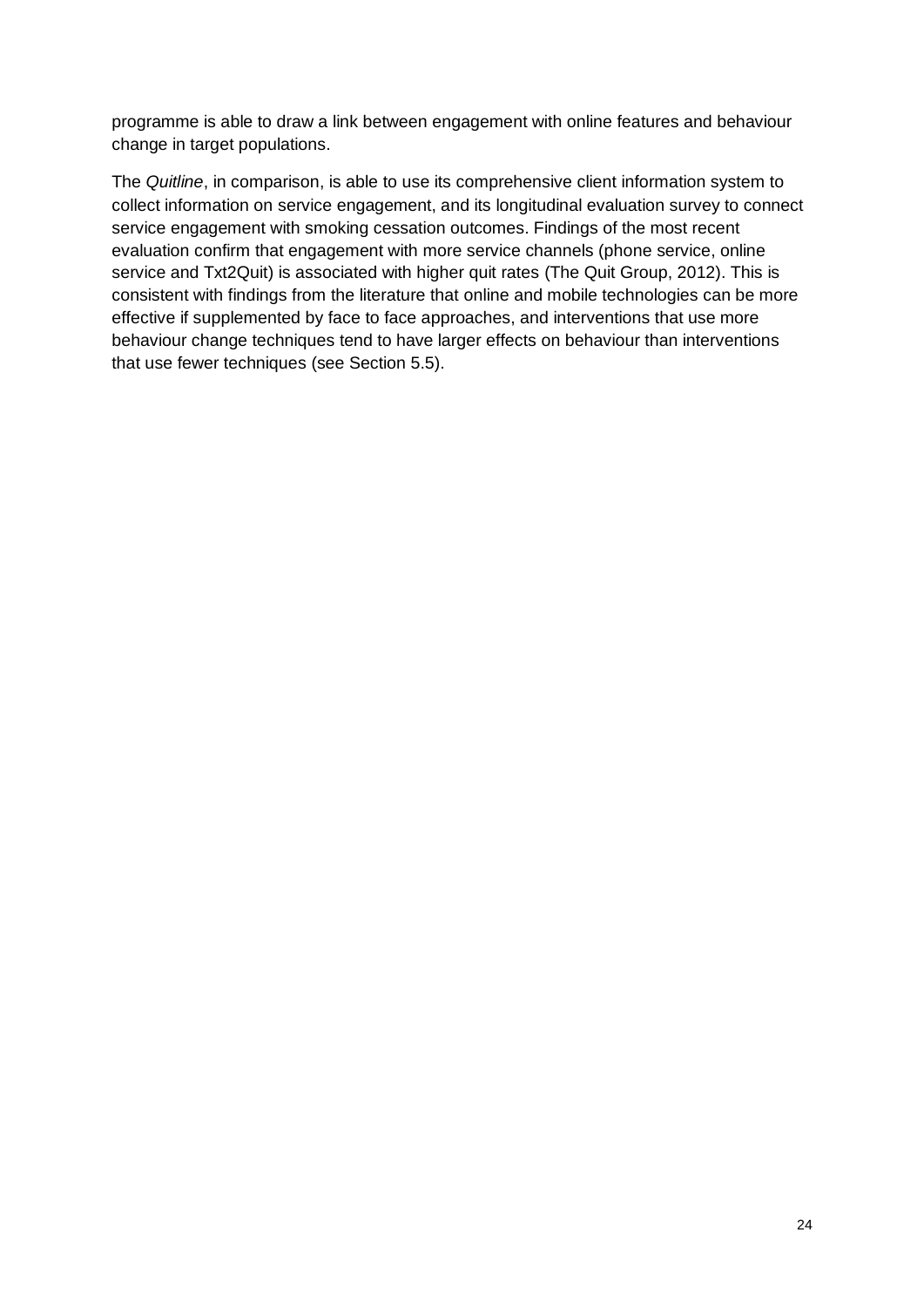programme is able to draw a link between engagement with online features and behaviour change in target populations.

The *Quitline*, in comparison, is able to use its comprehensive client information system to collect information on service engagement, and its longitudinal evaluation survey to connect service engagement with smoking cessation outcomes. Findings of the most recent evaluation confirm that engagement with more service channels (phone service, online service and Txt2Quit) is associated with higher quit rates (The Quit Group, 2012). This is consistent with findings from the literature that online and mobile technologies can be more effective if supplemented by face to face approaches, and interventions that use more behaviour change techniques tend to have larger effects on behaviour than interventions that use fewer techniques (see Section 5.5).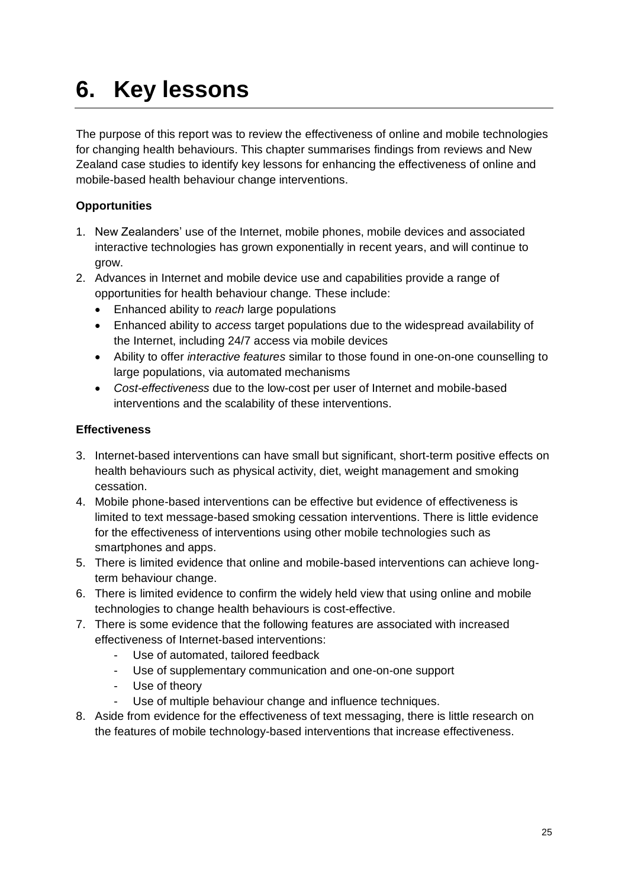# 6. Key lessons

The purpose of this report was to review the effectiveness of online and mobile technologies for changing health behaviours. This chapter summarises findings from reviews and New Zealand case studies to identify key lessons for enhancing the effectiveness of online and mobile-based health behaviour change interventions.

**Opportunities**

1. New Zealanders' use of the Internet, mobile phones, mobile devices and associated interactive technologies has grown exponentially in recent years, and will continue to grow.
2. Advances in Internet and mobile device use and capabilities provide a range of opportunities for health behaviour change. These include:
   - Enhanced ability to *reach* large populations
   - Enhanced ability to *access* target populations due to the widespread availability of the Internet, including 24/7 access via mobile devices
   - Ability to offer *interactive features* similar to those found in one-on-one counselling to large populations, via automated mechanisms
   - *Cost-effectiveness* due to the low-cost per user of Internet and mobile-based interventions and the scalability of these interventions.

**Effectiveness**

3. Internet-based interventions can have small but significant, short-term positive effects on health behaviours such as physical activity, diet, weight management and smoking cessation.
4. Mobile phone-based interventions can be effective but evidence of effectiveness is limited to text message-based smoking cessation interventions. There is little evidence for the effectiveness of interventions using other mobile technologies such as smartphones and apps.
5. There is limited evidence that online and mobile-based interventions can achieve long-term behaviour change.
6. There is limited evidence to confirm the widely held view that using online and mobile technologies to change health behaviours is cost-effective.
7. There is some evidence that the following features are associated with increased effectiveness of Internet-based interventions:
   - Use of automated, tailored feedback
   - Use of supplementary communication and one-on-one support
   - Use of theory
   - Use of multiple behaviour change and influence techniques.
8. Aside from evidence for the effectiveness of text messaging, there is little research on the features of mobile technology-based interventions that increase effectiveness.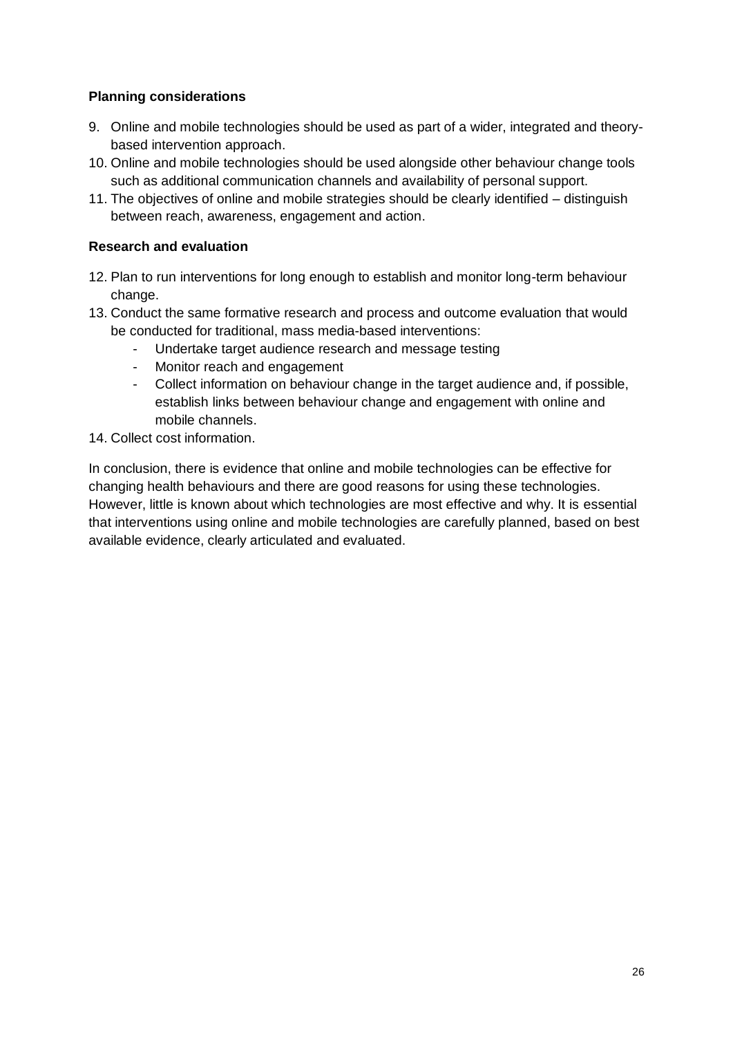**Planning considerations**

9. Online and mobile technologies should be used as part of a wider, integrated and theory-based intervention approach.
10. Online and mobile technologies should be used alongside other behaviour change tools such as additional communication channels and availability of personal support.
11. The objectives of online and mobile strategies should be clearly identified – distinguish between reach, awareness, engagement and action.

**Research and evaluation**

12. Plan to run interventions for long enough to establish and monitor long-term behaviour change.
13. Conduct the same formative research and process and outcome evaluation that would be conducted for traditional, mass media-based interventions:
    - Undertake target audience research and message testing
    - Monitor reach and engagement
    - Collect information on behaviour change in the target audience and, if possible, establish links between behaviour change and engagement with online and mobile channels.
14. Collect cost information.

In conclusion, there is evidence that online and mobile technologies can be effective for changing health behaviours and there are good reasons for using these technologies. However, little is known about which technologies are most effective and why. It is essential that interventions using online and mobile technologies are carefully planned, based on best available evidence, clearly articulated and evaluated.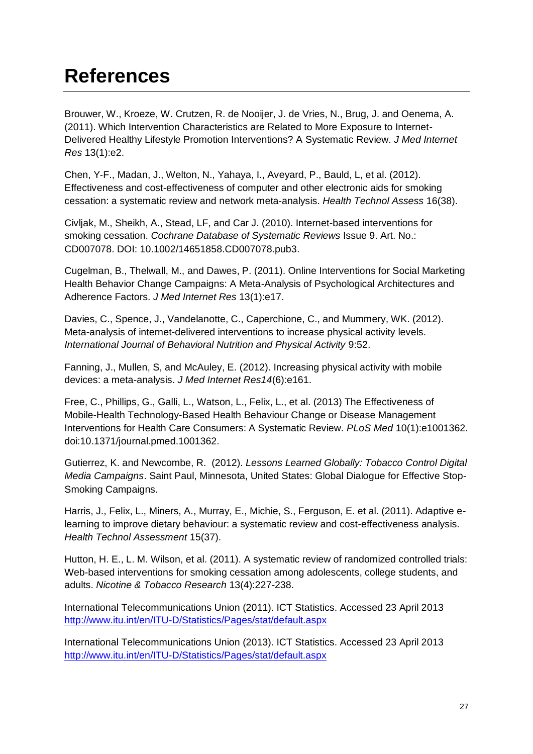# References

Brouwer, W., Kroeze, W. Crutzen, R. de Nooijer, J. de Vries, N., Brug, J. and Oenema, A. (2011). Which Intervention Characteristics are Related to More Exposure to Internet-Delivered Healthy Lifestyle Promotion Interventions? A Systematic Review. *J Med Internet Res* 13(1):e2.

Chen, Y-F., Madan, J., Welton, N., Yahaya, I., Aveyard, P., Bauld, L, et al. (2012). Effectiveness and cost-effectiveness of computer and other electronic aids for smoking cessation: a systematic review and network meta-analysis. *Health Technol Assess* 16(38).

Civljak, M., Sheikh, A., Stead, LF, and Car J. (2010). Internet-based interventions for smoking cessation. *Cochrane Database of Systematic Reviews* Issue 9. Art. No.: CD007078. DOI: 10.1002/14651858.CD007078.pub3.

Cugelman, B., Thelwall, M., and Dawes, P. (2011). Online Interventions for Social Marketing Health Behavior Change Campaigns: A Meta-Analysis of Psychological Architectures and Adherence Factors. *J Med Internet Res* 13(1):e17.

Davies, C., Spence, J., Vandelanotte, C., Caperchione, C., and Mummery, WK. (2012). Meta-analysis of internet-delivered interventions to increase physical activity levels. *International Journal of Behavioral Nutrition and Physical Activity* 9:52.

Fanning, J., Mullen, S, and McAuley, E. (2012). Increasing physical activity with mobile devices: a meta-analysis. *J Med Internet Res14*(6):e161.

Free, C., Phillips, G., Galli, L., Watson, L., Felix, L., et al. (2013) The Effectiveness of Mobile-Health Technology-Based Health Behaviour Change or Disease Management Interventions for Health Care Consumers: A Systematic Review. *PLoS Med* 10(1):e1001362. doi:10.1371/journal.pmed.1001362.

Gutierrez, K. and Newcombe, R. (2012). *Lessons Learned Globally: Tobacco Control Digital Media Campaigns*. Saint Paul, Minnesota, United States: Global Dialogue for Effective Stop-Smoking Campaigns.

Harris, J., Felix, L., Miners, A., Murray, E., Michie, S., Ferguson, E. et al. (2011). Adaptive e-learning to improve dietary behaviour: a systematic review and cost-effectiveness analysis. *Health Technol Assessment* 15(37).

Hutton, H. E., L. M. Wilson, et al. (2011). A systematic review of randomized controlled trials: Web-based interventions for smoking cessation among adolescents, college students, and adults. *Nicotine & Tobacco Research* 13(4):227-238.

International Telecommunications Union (2011). ICT Statistics. Accessed 23 April 2013 http://www.itu.int/en/ITU-D/Statistics/Pages/stat/default.aspx

International Telecommunications Union (2013). ICT Statistics. Accessed 23 April 2013 http://www.itu.int/en/ITU-D/Statistics/Pages/stat/default.aspx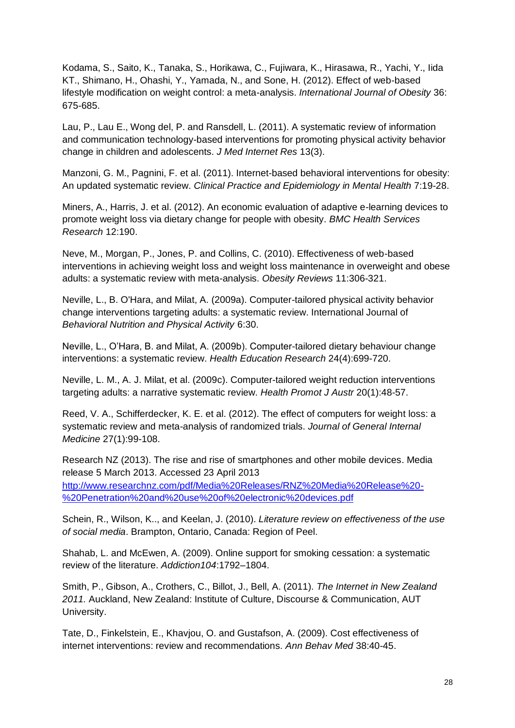Kodama, S., Saito, K., Tanaka, S., Horikawa, C., Fujiwara, K., Hirasawa, R., Yachi, Y., Iida KT., Shimano, H., Ohashi, Y., Yamada, N., and Sone, H. (2012). Effect of web-based lifestyle modification on weight control: a meta-analysis. *International Journal of Obesity* 36: 675-685.

Lau, P., Lau E., Wong del, P. and Ransdell, L. (2011). A systematic review of information and communication technology-based interventions for promoting physical activity behavior change in children and adolescents. *J Med Internet Res* 13(3).

Manzoni, G. M., Pagnini, F. et al. (2011). Internet-based behavioral interventions for obesity: An updated systematic review. *Clinical Practice and Epidemiology in Mental Health* 7:19-28.

Miners, A., Harris, J. et al. (2012). An economic evaluation of adaptive e-learning devices to promote weight loss via dietary change for people with obesity. *BMC Health Services Research* 12:190.

Neve, M., Morgan, P., Jones, P. and Collins, C. (2010). Effectiveness of web-based interventions in achieving weight loss and weight loss maintenance in overweight and obese adults: a systematic review with meta-analysis. *Obesity Reviews* 11:306-321.

Neville, L., B. O'Hara, and Milat, A. (2009a). Computer-tailored physical activity behavior change interventions targeting adults: a systematic review. International Journal of *Behavioral Nutrition and Physical Activity* 6:30.

Neville, L., O'Hara, B. and Milat, A. (2009b). Computer-tailored dietary behaviour change interventions: a systematic review. *Health Education Research* 24(4):699-720.

Neville, L. M., A. J. Milat, et al. (2009c). Computer-tailored weight reduction interventions targeting adults: a narrative systematic review. *Health Promot J Austr* 20(1):48-57.

Reed, V. A., Schifferdecker, K. E. et al. (2012). The effect of computers for weight loss: a systematic review and meta-analysis of randomized trials. *Journal of General Internal Medicine* 27(1):99-108.

Research NZ (2013). The rise and rise of smartphones and other mobile devices. Media release 5 March 2013. Accessed 23 April 2013 [http://www.researchnz.com/pdf/Media%20Releases/RNZ%20Media%20Release%20-%20Penetration%20and%20use%20of%20electronic%20devices.pdf](http://www.researchnz.com/pdf/Media%20Releases/RNZ%20Media%20Release%20-%20Penetration%20and%20use%20of%20electronic%20devices.pdf)

Schein, R., Wilson, K.., and Keelan, J. (2010). *Literature review on effectiveness of the use of social media*. Brampton, Ontario, Canada: Region of Peel.

Shahab, L. and McEwen, A. (2009). Online support for smoking cessation: a systematic review of the literature. *Addiction104*:1792–1804.

Smith, P., Gibson, A., Crothers, C., Billot, J., Bell, A. (2011). *The Internet in New Zealand 2011.* Auckland, New Zealand: Institute of Culture, Discourse & Communication, AUT University.

Tate, D., Finkelstein, E., Khavjou, O. and Gustafson, A. (2009). Cost effectiveness of internet interventions: review and recommendations. *Ann Behav Med* 38:40-45.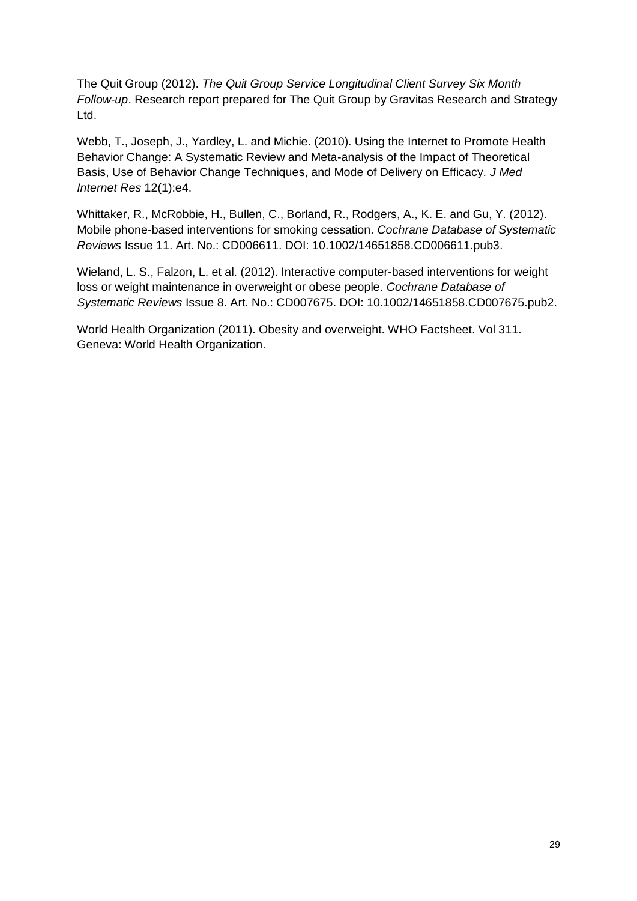The Quit Group (2012). *The Quit Group Service Longitudinal Client Survey Six Month Follow-up*. Research report prepared for The Quit Group by Gravitas Research and Strategy Ltd.

Webb, T., Joseph, J., Yardley, L. and Michie. (2010). Using the Internet to Promote Health Behavior Change: A Systematic Review and Meta-analysis of the Impact of Theoretical Basis, Use of Behavior Change Techniques, and Mode of Delivery on Efficacy. *J Med Internet Res* 12(1):e4.

Whittaker, R., McRobbie, H., Bullen, C., Borland, R., Rodgers, A., K. E. and Gu, Y. (2012). Mobile phone-based interventions for smoking cessation. *Cochrane Database of Systematic Reviews* Issue 11. Art. No.: CD006611. DOI: 10.1002/14651858.CD006611.pub3.

Wieland, L. S., Falzon, L. et al. (2012). Interactive computer-based interventions for weight loss or weight maintenance in overweight or obese people. *Cochrane Database of Systematic Reviews* Issue 8. Art. No.: CD007675. DOI: 10.1002/14651858.CD007675.pub2.

World Health Organization (2011). Obesity and overweight. WHO Factsheet. Vol 311. Geneva: World Health Organization.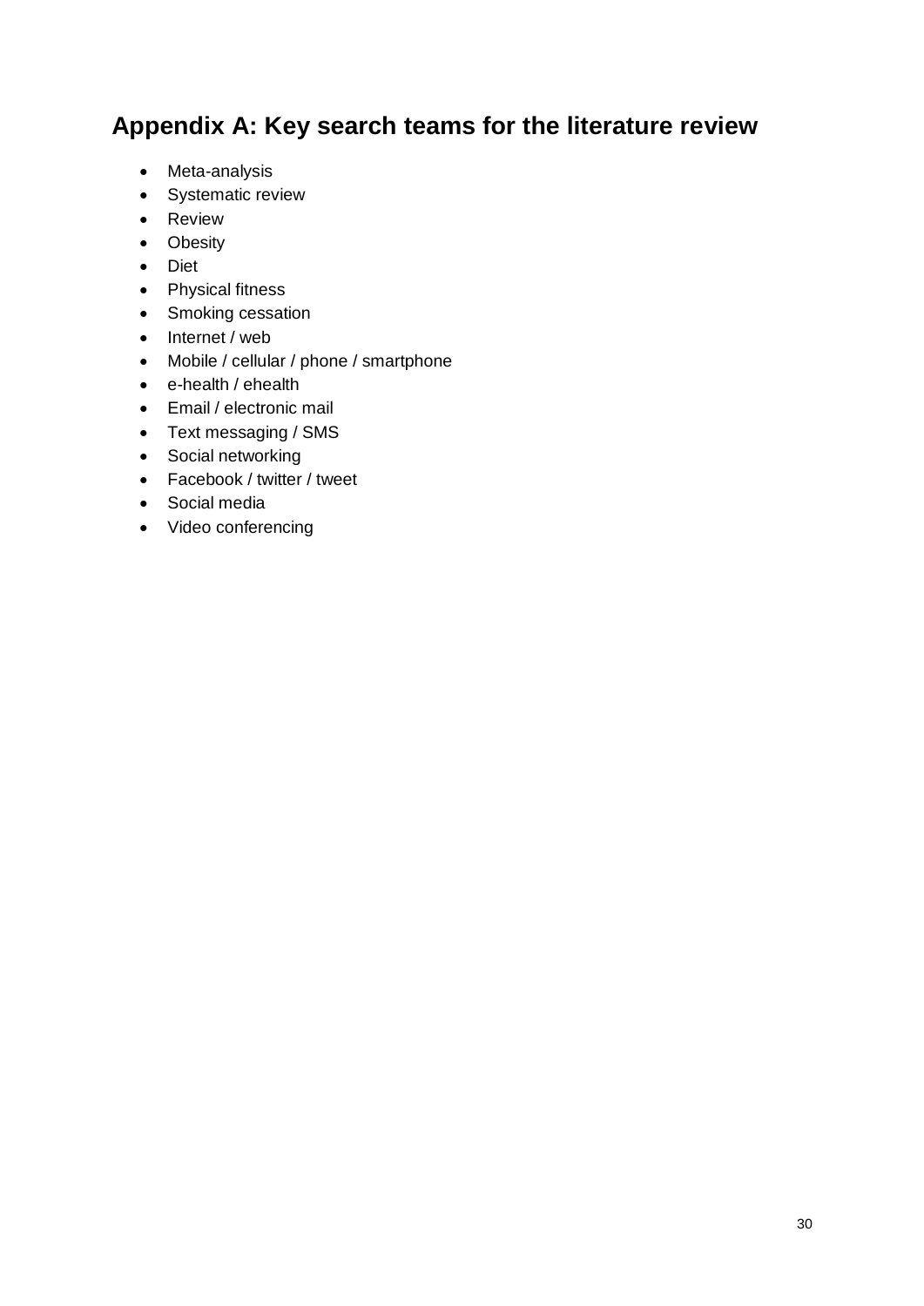## Appendix A: Key search teams for the literature review

- Meta-analysis
- Systematic review
- Review
- Obesity
- Diet
- Physical fitness
- Smoking cessation
- Internet / web
- Mobile / cellular / phone / smartphone
- e-health / ehealth
- Email / electronic mail
- Text messaging / SMS
- Social networking
- Facebook / twitter / tweet
- Social media
- Video conferencing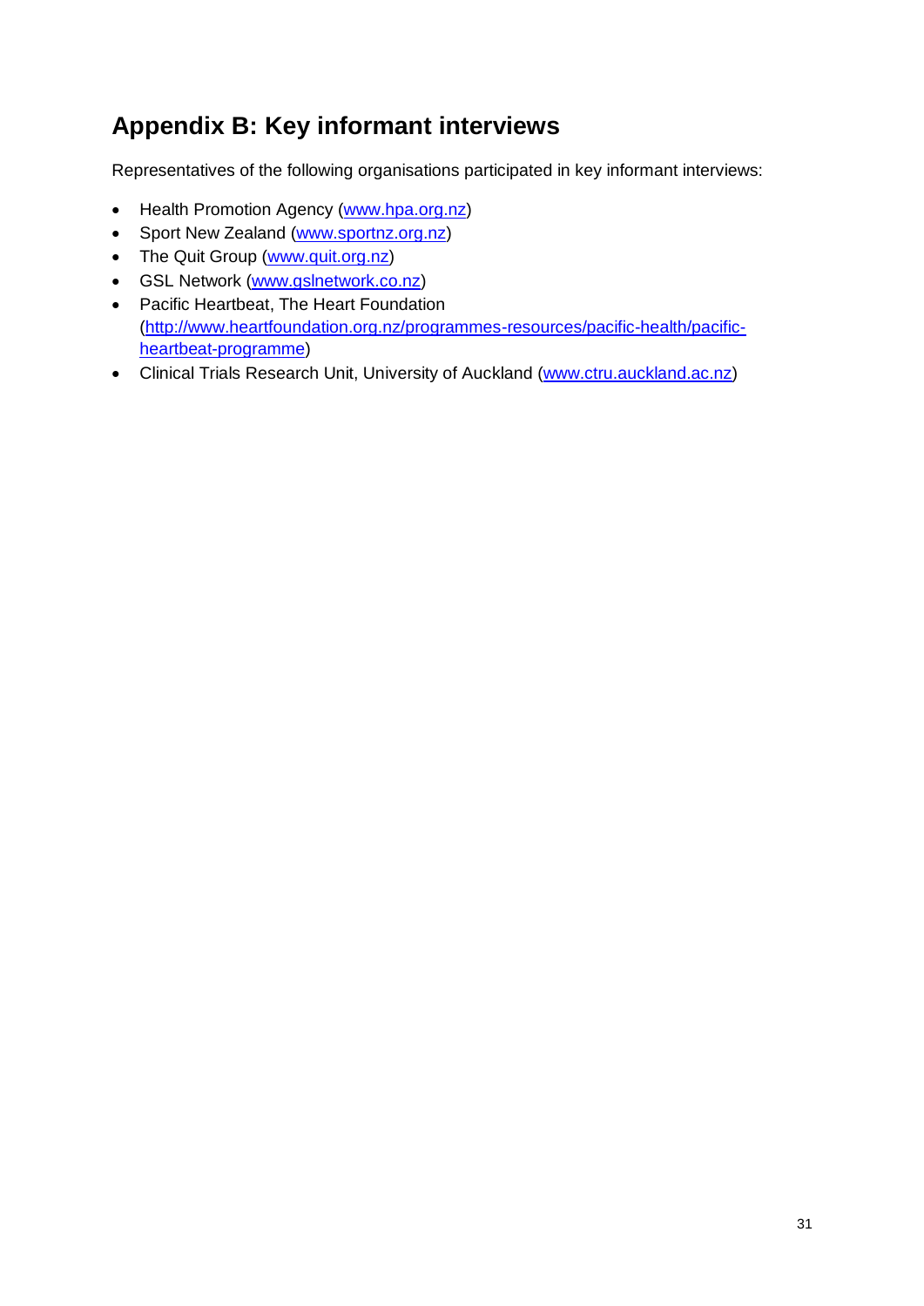# Appendix B: Key informant interviews

Representatives of the following organisations participated in key informant interviews:

- Health Promotion Agency (www.hpa.org.nz)
- Sport New Zealand (www.sportnz.org.nz)
- The Quit Group (www.quit.org.nz)
- GSL Network (www.gslnetwork.co.nz)
- Pacific Heartbeat, The Heart Foundation (http://www.heartfoundation.org.nz/programmes-resources/pacific-health/pacific-heartbeat-programme)
- Clinical Trials Research Unit, University of Auckland (www.ctru.auckland.ac.nz)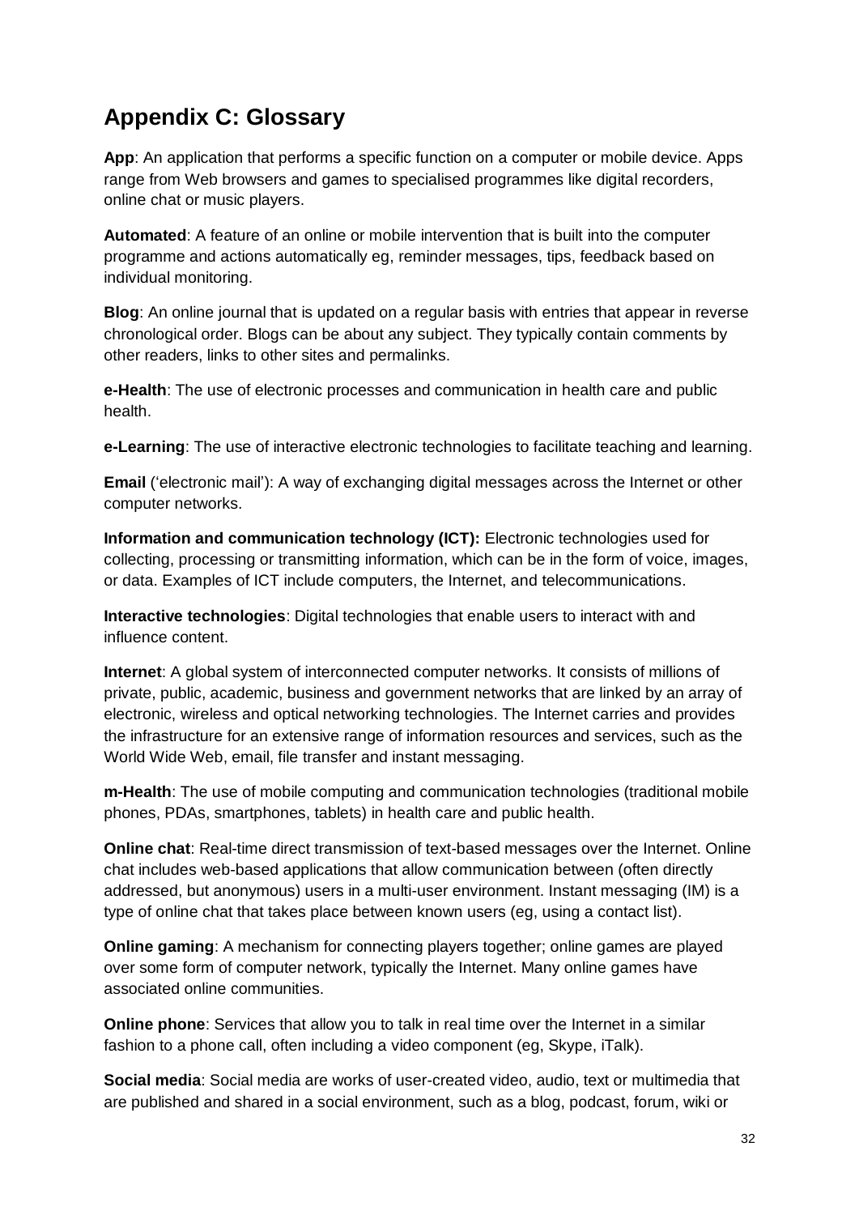## Appendix C: Glossary

**App**: An application that performs a specific function on a computer or mobile device. Apps range from Web browsers and games to specialised programmes like digital recorders, online chat or music players.

**Automated**: A feature of an online or mobile intervention that is built into the computer programme and actions automatically eg, reminder messages, tips, feedback based on individual monitoring.

**Blog**: An online journal that is updated on a regular basis with entries that appear in reverse chronological order. Blogs can be about any subject. They typically contain comments by other readers, links to other sites and permalinks.

**e-Health**: The use of electronic processes and communication in health care and public health.

**e-Learning**: The use of interactive electronic technologies to facilitate teaching and learning.

**Email** ('electronic mail'): A way of exchanging digital messages across the Internet or other computer networks.

**Information and communication technology (ICT):** Electronic technologies used for collecting, processing or transmitting information, which can be in the form of voice, images, or data. Examples of ICT include computers, the Internet, and telecommunications.

**Interactive technologies**: Digital technologies that enable users to interact with and influence content.

**Internet**: A global system of interconnected computer networks. It consists of millions of private, public, academic, business and government networks that are linked by an array of electronic, wireless and optical networking technologies. The Internet carries and provides the infrastructure for an extensive range of information resources and services, such as the World Wide Web, email, file transfer and instant messaging.

**m-Health**: The use of mobile computing and communication technologies (traditional mobile phones, PDAs, smartphones, tablets) in health care and public health.

**Online chat**: Real-time direct transmission of text-based messages over the Internet. Online chat includes web-based applications that allow communication between (often directly addressed, but anonymous) users in a multi-user environment. Instant messaging (IM) is a type of online chat that takes place between known users (eg, using a contact list).

**Online gaming**: A mechanism for connecting players together; online games are played over some form of computer network, typically the Internet. Many online games have associated online communities.

**Online phone**: Services that allow you to talk in real time over the Internet in a similar fashion to a phone call, often including a video component (eg, Skype, iTalk).

**Social media**: Social media are works of user-created video, audio, text or multimedia that are published and shared in a social environment, such as a blog, podcast, forum, wiki or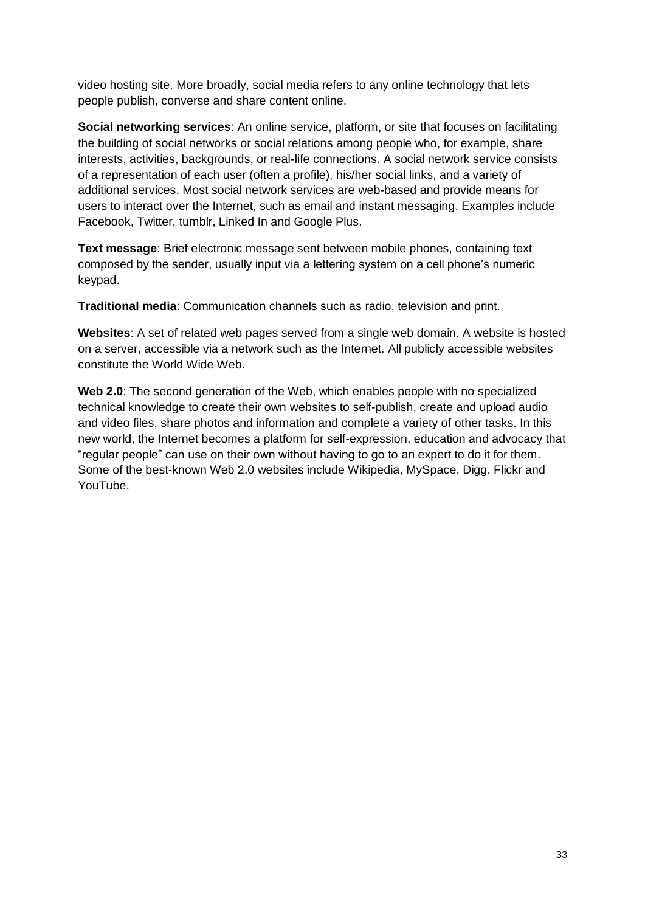video hosting site. More broadly, social media refers to any online technology that lets people publish, converse and share content online.

**Social networking services**: An online service, platform, or site that focuses on facilitating the building of social networks or social relations among people who, for example, share interests, activities, backgrounds, or real-life connections. A social network service consists of a representation of each user (often a profile), his/her social links, and a variety of additional services. Most social network services are web-based and provide means for users to interact over the Internet, such as email and instant messaging. Examples include Facebook, Twitter, tumblr, Linked In and Google Plus.

**Text message**: Brief electronic message sent between mobile phones, containing text composed by the sender, usually input via a lettering system on a cell phone's numeric keypad.

**Traditional media**: Communication channels such as radio, television and print.

**Websites**: A set of related web pages served from a single web domain. A website is hosted on a server, accessible via a network such as the Internet. All publicly accessible websites constitute the World Wide Web.

**Web 2.0**: The second generation of the Web, which enables people with no specialized technical knowledge to create their own websites to self-publish, create and upload audio and video files, share photos and information and complete a variety of other tasks. In this new world, the Internet becomes a platform for self-expression, education and advocacy that "regular people" can use on their own without having to go to an expert to do it for them. Some of the best-known Web 2.0 websites include Wikipedia, MySpace, Digg, Flickr and YouTube.